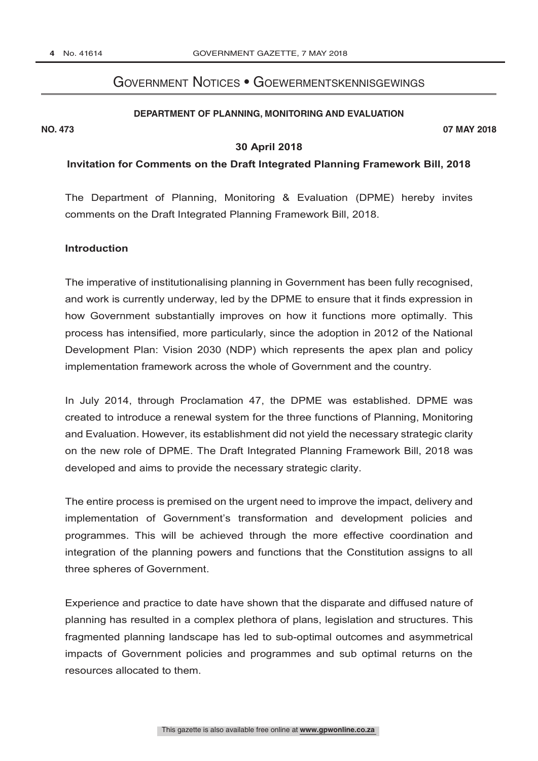# Government Notices • Goewermentskennisgewings

## DEPARTMENT OF PLANNING, MONITORING AND EVALUATION

**NO. 473** **07 MAY 2018**

**30 April 2018**

**Invitation for Comments on the Draft Integrated Planning Framework Bill, 2018**

The Department of Planning, Monitoring & Evaluation (DPME) hereby invites comments on the Draft Integrated Planning Framework Bill, 2018.

**Introduction**

The imperative of institutionalising planning in Government has been fully recognised, and work is currently underway, led by the DPME to ensure that it finds expression in how Government substantially improves on how it functions more optimally. This process has intensified, more particularly, since the adoption in 2012 of the National Development Plan: Vision 2030 (NDP) which represents the apex plan and policy implementation framework across the whole of Government and the country.

In July 2014, through Proclamation 47, the DPME was established. DPME was created to introduce a renewal system for the three functions of Planning, Monitoring and Evaluation. However, its establishment did not yield the necessary strategic clarity on the new role of DPME. The Draft Integrated Planning Framework Bill, 2018 was developed and aims to provide the necessary strategic clarity.

The entire process is premised on the urgent need to improve the impact, delivery and implementation of Government's transformation and development policies and programmes. This will be achieved through the more effective coordination and integration of the planning powers and functions that the Constitution assigns to all three spheres of Government.

Experience and practice to date have shown that the disparate and diffused nature of planning has resulted in a complex plethora of plans, legislation and structures. This fragmented planning landscape has led to sub-optimal outcomes and asymmetrical impacts of Government policies and programmes and sub optimal returns on the resources allocated to them.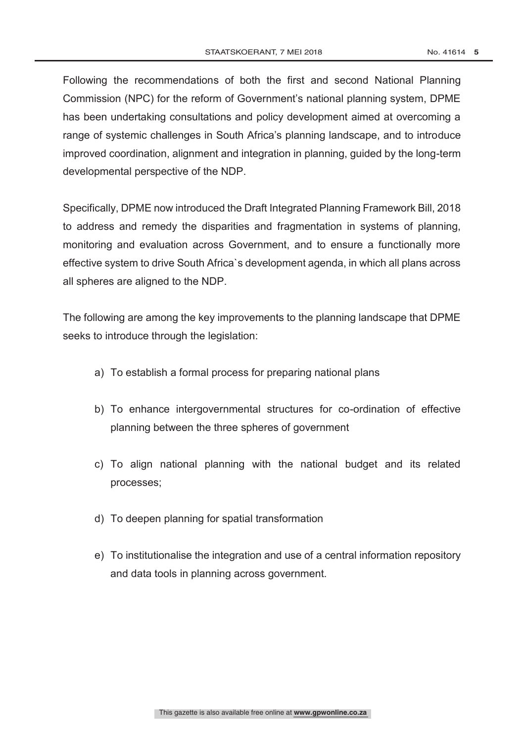Following the recommendations of both the first and second National Planning Commission (NPC) for the reform of Government's national planning system, DPME has been undertaking consultations and policy development aimed at overcoming a range of systemic challenges in South Africa's planning landscape, and to introduce improved coordination, alignment and integration in planning, guided by the long-term developmental perspective of the NDP.

Specifically, DPME now introduced the Draft Integrated Planning Framework Bill, 2018 to address and remedy the disparities and fragmentation in systems of planning, monitoring and evaluation across Government, and to ensure a functionally more effective system to drive South Africa`s development agenda, in which all plans across all spheres are aligned to the NDP.

The following are among the key improvements to the planning landscape that DPME seeks to introduce through the legislation:

a) To establish a formal process for preparing national plans

b) To enhance intergovernmental structures for co-ordination of effective planning between the three spheres of government

c) To align national planning with the national budget and its related processes;

d) To deepen planning for spatial transformation

e) To institutionalise the integration and use of a central information repository and data tools in planning across government.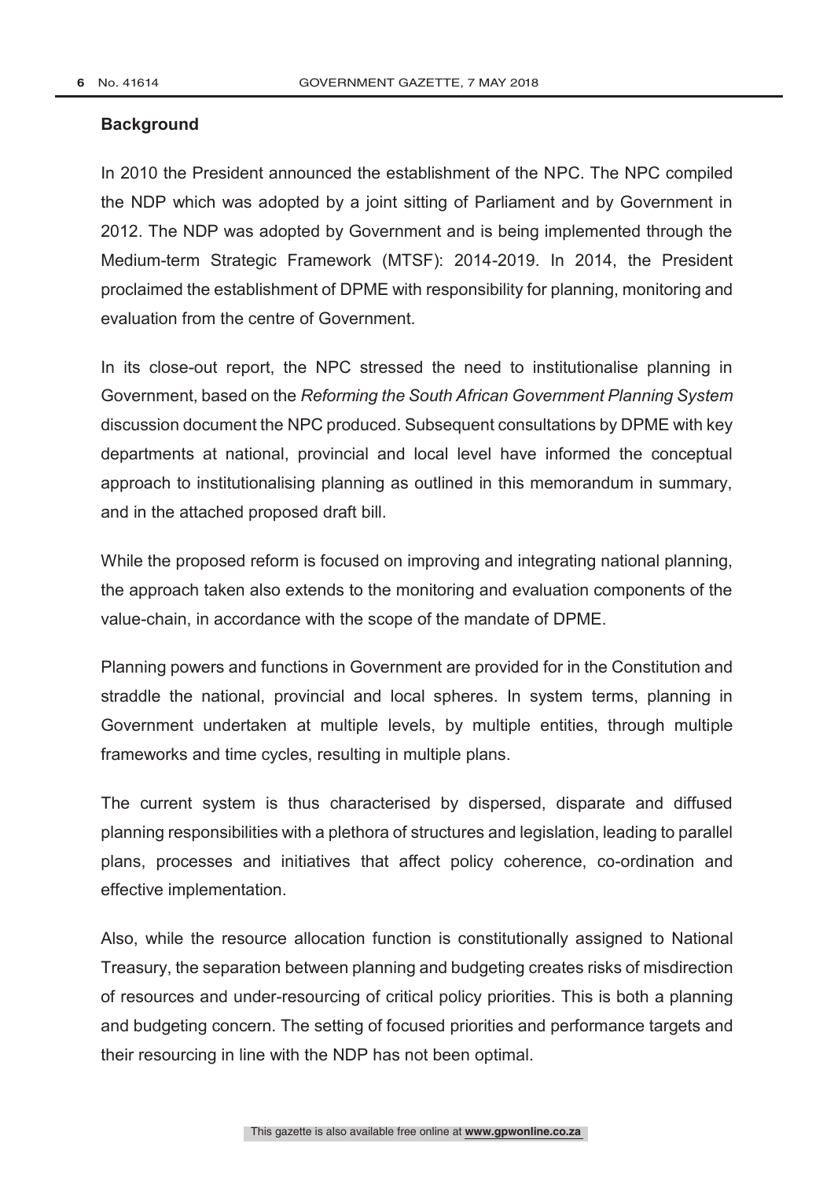**Background**

In 2010 the President announced the establishment of the NPC. The NPC compiled the NDP which was adopted by a joint sitting of Parliament and by Government in 2012. The NDP was adopted by Government and is being implemented through the Medium-term Strategic Framework (MTSF): 2014-2019. In 2014, the President proclaimed the establishment of DPME with responsibility for planning, monitoring and evaluation from the centre of Government.

In its close-out report, the NPC stressed the need to institutionalise planning in Government, based on the *Reforming the South African Government Planning System* discussion document the NPC produced. Subsequent consultations by DPME with key departments at national, provincial and local level have informed the conceptual approach to institutionalising planning as outlined in this memorandum in summary, and in the attached proposed draft bill.

While the proposed reform is focused on improving and integrating national planning, the approach taken also extends to the monitoring and evaluation components of the value-chain, in accordance with the scope of the mandate of DPME.

Planning powers and functions in Government are provided for in the Constitution and straddle the national, provincial and local spheres. In system terms, planning in Government undertaken at multiple levels, by multiple entities, through multiple frameworks and time cycles, resulting in multiple plans.

The current system is thus characterised by dispersed, disparate and diffused planning responsibilities with a plethora of structures and legislation, leading to parallel plans, processes and initiatives that affect policy coherence, co-ordination and effective implementation.

Also, while the resource allocation function is constitutionally assigned to National Treasury, the separation between planning and budgeting creates risks of misdirection of resources and under-resourcing of critical policy priorities. This is both a planning and budgeting concern. The setting of focused priorities and performance targets and their resourcing in line with the NDP has not been optimal.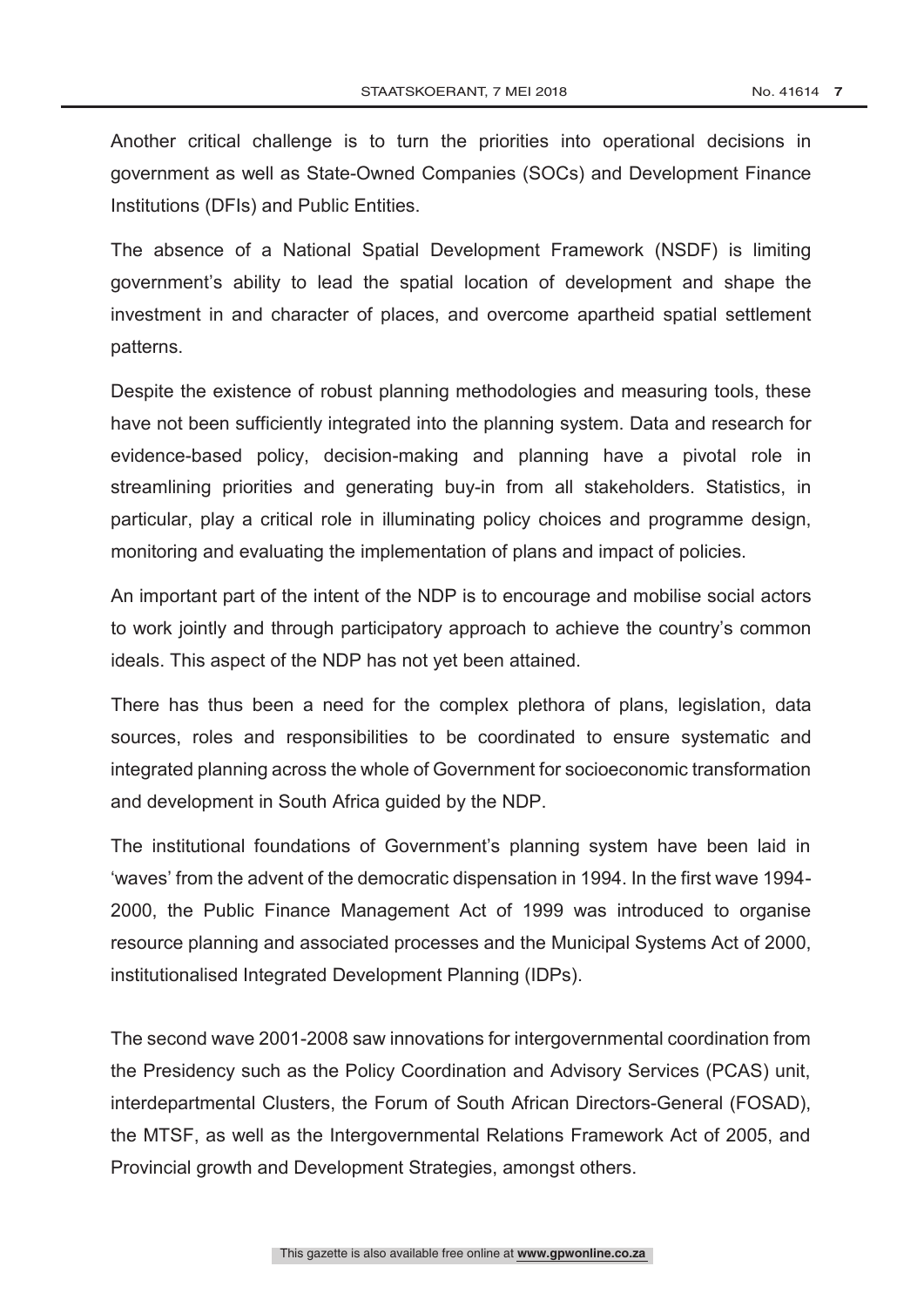Another critical challenge is to turn the priorities into operational decisions in government as well as State-Owned Companies (SOCs) and Development Finance Institutions (DFIs) and Public Entities.

The absence of a National Spatial Development Framework (NSDF) is limiting government's ability to lead the spatial location of development and shape the investment in and character of places, and overcome apartheid spatial settlement patterns.

Despite the existence of robust planning methodologies and measuring tools, these have not been sufficiently integrated into the planning system. Data and research for evidence-based policy, decision-making and planning have a pivotal role in streamlining priorities and generating buy-in from all stakeholders. Statistics, in particular, play a critical role in illuminating policy choices and programme design, monitoring and evaluating the implementation of plans and impact of policies.

An important part of the intent of the NDP is to encourage and mobilise social actors to work jointly and through participatory approach to achieve the country's common ideals. This aspect of the NDP has not yet been attained.

There has thus been a need for the complex plethora of plans, legislation, data sources, roles and responsibilities to be coordinated to ensure systematic and integrated planning across the whole of Government for socioeconomic transformation and development in South Africa guided by the NDP.

The institutional foundations of Government's planning system have been laid in 'waves' from the advent of the democratic dispensation in 1994. In the first wave 1994-2000, the Public Finance Management Act of 1999 was introduced to organise resource planning and associated processes and the Municipal Systems Act of 2000, institutionalised Integrated Development Planning (IDPs).

The second wave 2001-2008 saw innovations for intergovernmental coordination from the Presidency such as the Policy Coordination and Advisory Services (PCAS) unit, interdepartmental Clusters, the Forum of South African Directors-General (FOSAD), the MTSF, as well as the Intergovernmental Relations Framework Act of 2005, and Provincial growth and Development Strategies, amongst others.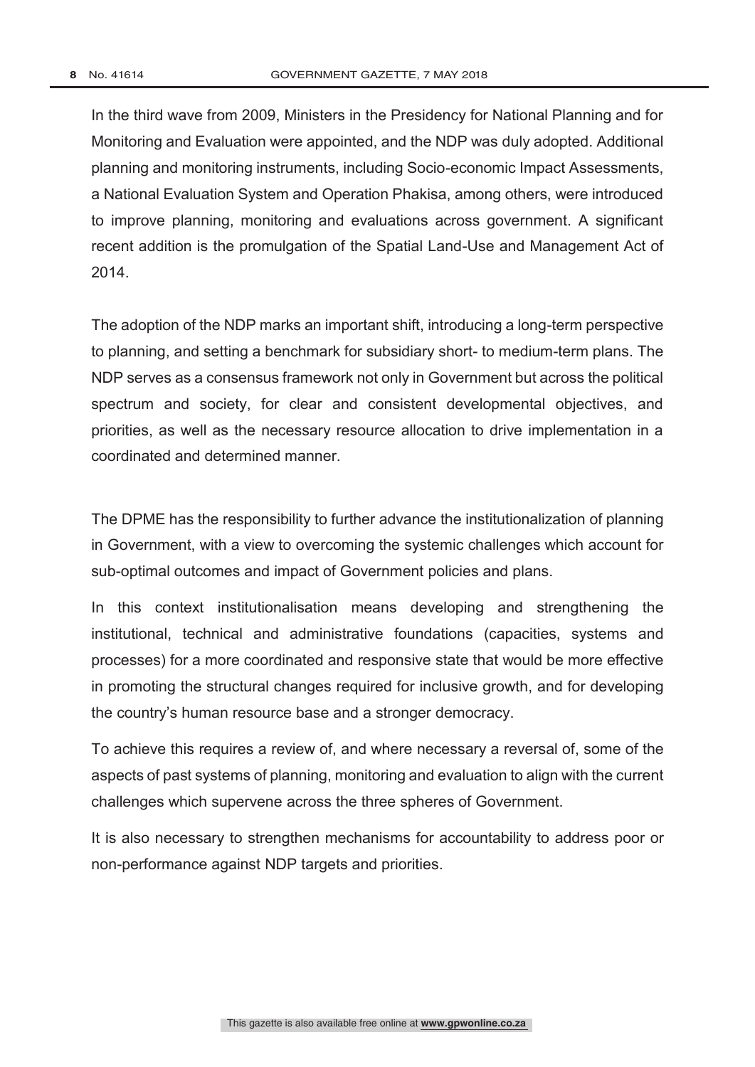In the third wave from 2009, Ministers in the Presidency for National Planning and for Monitoring and Evaluation were appointed, and the NDP was duly adopted. Additional planning and monitoring instruments, including Socio-economic Impact Assessments, a National Evaluation System and Operation Phakisa, among others, were introduced to improve planning, monitoring and evaluations across government. A significant recent addition is the promulgation of the Spatial Land-Use and Management Act of 2014.

The adoption of the NDP marks an important shift, introducing a long-term perspective to planning, and setting a benchmark for subsidiary short- to medium-term plans. The NDP serves as a consensus framework not only in Government but across the political spectrum and society, for clear and consistent developmental objectives, and priorities, as well as the necessary resource allocation to drive implementation in a coordinated and determined manner.

The DPME has the responsibility to further advance the institutionalization of planning in Government, with a view to overcoming the systemic challenges which account for sub-optimal outcomes and impact of Government policies and plans.

In this context institutionalisation means developing and strengthening the institutional, technical and administrative foundations (capacities, systems and processes) for a more coordinated and responsive state that would be more effective in promoting the structural changes required for inclusive growth, and for developing the country's human resource base and a stronger democracy.

To achieve this requires a review of, and where necessary a reversal of, some of the aspects of past systems of planning, monitoring and evaluation to align with the current challenges which supervene across the three spheres of Government.

It is also necessary to strengthen mechanisms for accountability to address poor or non-performance against NDP targets and priorities.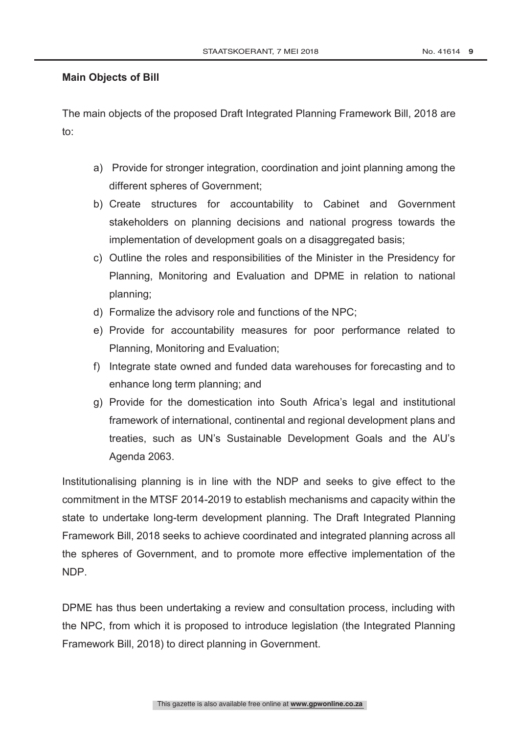**Main Objects of Bill**

The main objects of the proposed Draft Integrated Planning Framework Bill, 2018 are to:

a) Provide for stronger integration, coordination and joint planning among the different spheres of Government;
b) Create structures for accountability to Cabinet and Government stakeholders on planning decisions and national progress towards the implementation of development goals on a disaggregated basis;
c) Outline the roles and responsibilities of the Minister in the Presidency for Planning, Monitoring and Evaluation and DPME in relation to national planning;
d) Formalize the advisory role and functions of the NPC;
e) Provide for accountability measures for poor performance related to Planning, Monitoring and Evaluation;
f) Integrate state owned and funded data warehouses for forecasting and to enhance long term planning; and
g) Provide for the domestication into South Africa's legal and institutional framework of international, continental and regional development plans and treaties, such as UN's Sustainable Development Goals and the AU's Agenda 2063.

Institutionalising planning is in line with the NDP and seeks to give effect to the commitment in the MTSF 2014-2019 to establish mechanisms and capacity within the state to undertake long-term development planning. The Draft Integrated Planning Framework Bill, 2018 seeks to achieve coordinated and integrated planning across all the spheres of Government, and to promote more effective implementation of the NDP.

DPME has thus been undertaking a review and consultation process, including with the NPC, from which it is proposed to introduce legislation (the Integrated Planning Framework Bill, 2018) to direct planning in Government.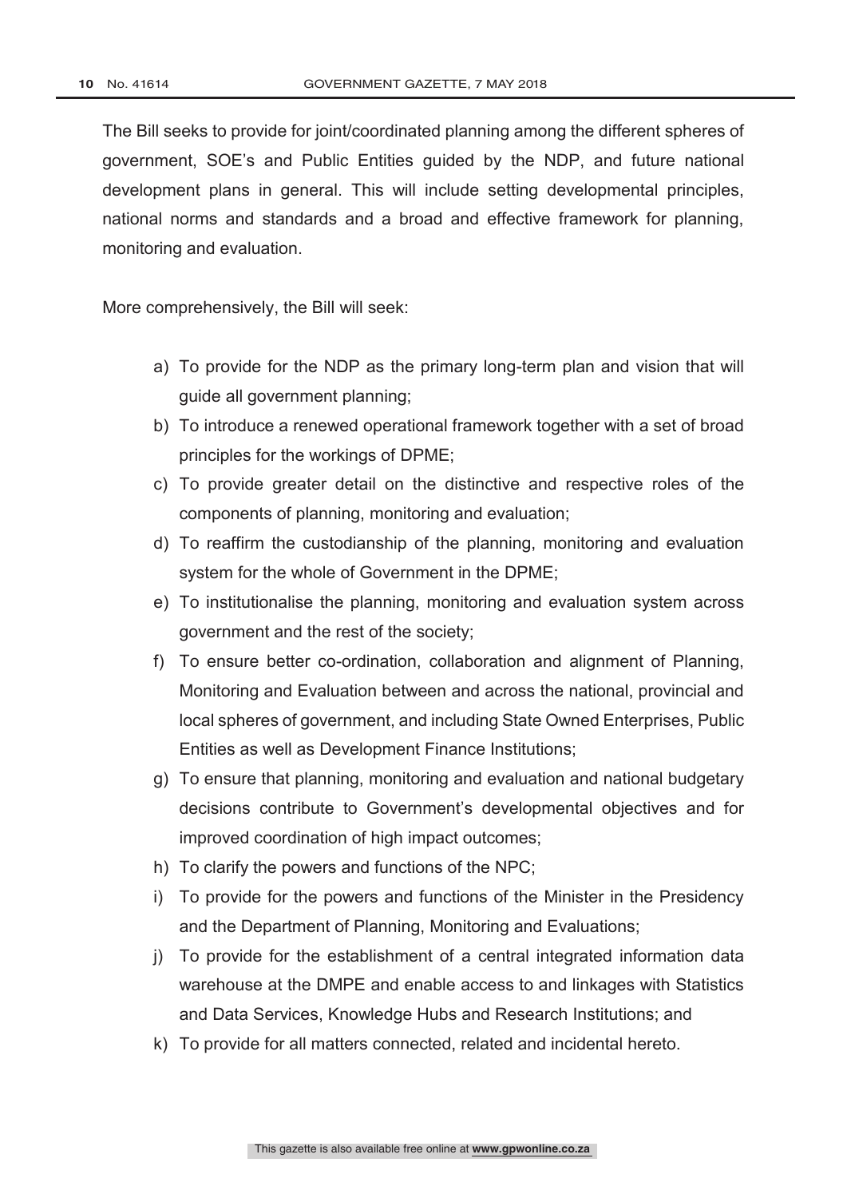The Bill seeks to provide for joint/coordinated planning among the different spheres of government, SOE's and Public Entities guided by the NDP, and future national development plans in general. This will include setting developmental principles, national norms and standards and a broad and effective framework for planning, monitoring and evaluation.

More comprehensively, the Bill will seek:

a) To provide for the NDP as the primary long-term plan and vision that will guide all government planning;
b) To introduce a renewed operational framework together with a set of broad principles for the workings of DPME;
c) To provide greater detail on the distinctive and respective roles of the components of planning, monitoring and evaluation;
d) To reaffirm the custodianship of the planning, monitoring and evaluation system for the whole of Government in the DPME;
e) To institutionalise the planning, monitoring and evaluation system across government and the rest of the society;
f) To ensure better co-ordination, collaboration and alignment of Planning, Monitoring and Evaluation between and across the national, provincial and local spheres of government, and including State Owned Enterprises, Public Entities as well as Development Finance Institutions;
g) To ensure that planning, monitoring and evaluation and national budgetary decisions contribute to Government's developmental objectives and for improved coordination of high impact outcomes;
h) To clarify the powers and functions of the NPC;
i) To provide for the powers and functions of the Minister in the Presidency and the Department of Planning, Monitoring and Evaluations;
j) To provide for the establishment of a central integrated information data warehouse at the DMPE and enable access to and linkages with Statistics and Data Services, Knowledge Hubs and Research Institutions; and
k) To provide for all matters connected, related and incidental hereto.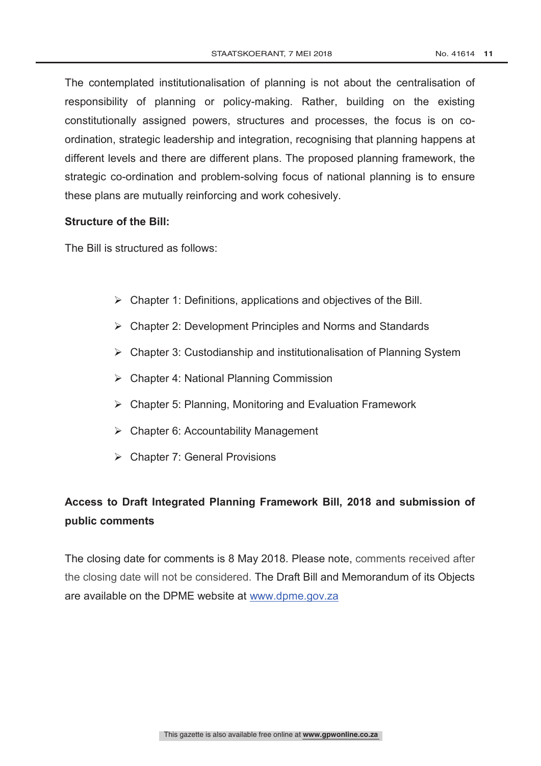The contemplated institutionalisation of planning is not about the centralisation of responsibility of planning or policy-making. Rather, building on the existing constitutionally assigned powers, structures and processes, the focus is on co-ordination, strategic leadership and integration, recognising that planning happens at different levels and there are different plans. The proposed planning framework, the strategic co-ordination and problem-solving focus of national planning is to ensure these plans are mutually reinforcing and work cohesively.

**Structure of the Bill:**

The Bill is structured as follows:

- Chapter 1: Definitions, applications and objectives of the Bill.
- Chapter 2: Development Principles and Norms and Standards
- Chapter 3: Custodianship and institutionalisation of Planning System
- Chapter 4: National Planning Commission
- Chapter 5: Planning, Monitoring and Evaluation Framework
- Chapter 6: Accountability Management
- Chapter 7: General Provisions

**Access to Draft Integrated Planning Framework Bill, 2018 and submission of public comments**

The closing date for comments is 8 May 2018. Please note, comments received after the closing date will not be considered. The Draft Bill and Memorandum of its Objects are available on the DPME website at www.dpme.gov.za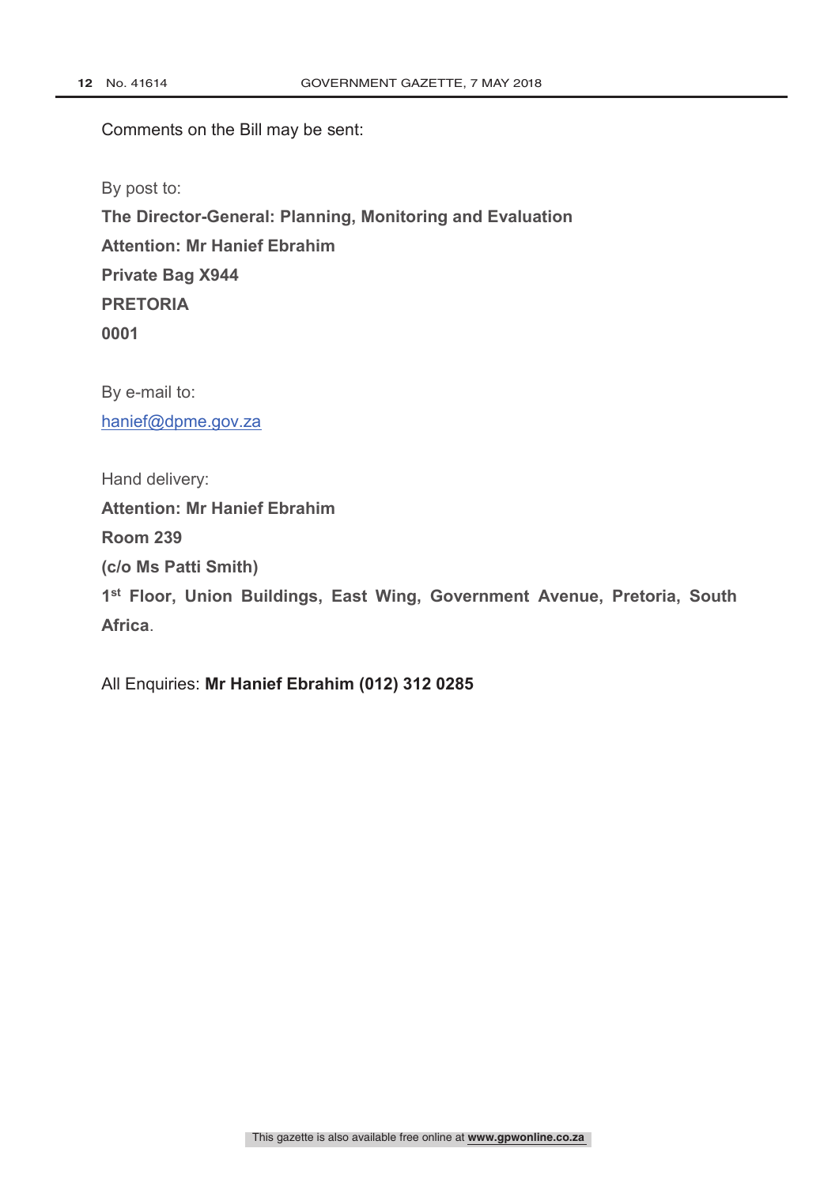Comments on the Bill may be sent:

By post to:

**The Director-General: Planning, Monitoring and Evaluation**

**Attention: Mr Hanief Ebrahim**

**Private Bag X944**

**PRETORIA**

**0001**

By e-mail to:

hanief@dpme.gov.za

Hand delivery:

**Attention: Mr Hanief Ebrahim**

**Room 239**

**(c/o Ms Patti Smith)**

**1st Floor, Union Buildings, East Wing, Government Avenue, Pretoria, South Africa**.

All Enquiries: **Mr Hanief Ebrahim (012) 312 0285**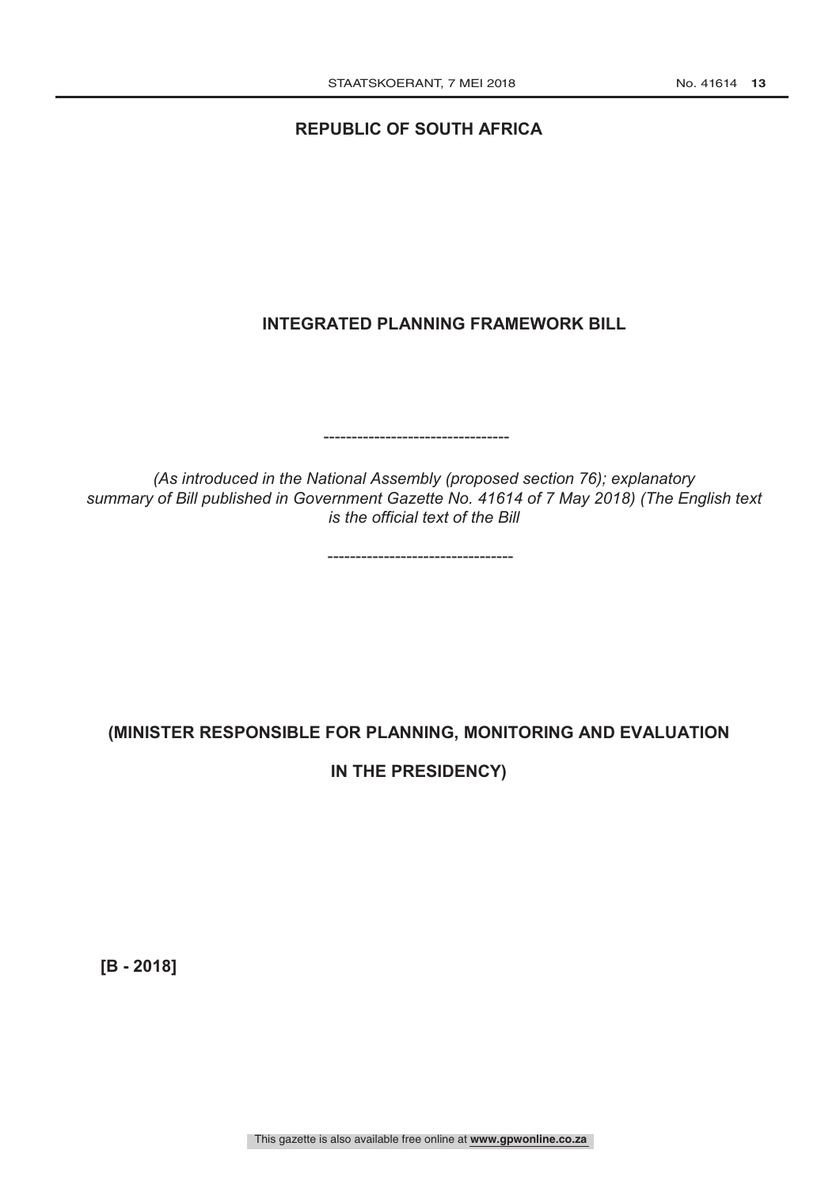**REPUBLIC OF SOUTH AFRICA**

**INTEGRATED PLANNING FRAMEWORK BILL**

---------------------------------

*(As introduced in the National Assembly (proposed section 76); explanatory summary of Bill published in Government Gazette No. 41614 of 7 May 2018) (The English text is the official text of the Bill*

---------------------------------

**(MINISTER RESPONSIBLE FOR PLANNING, MONITORING AND EVALUATION IN THE PRESIDENCY)**

**[B - 2018]**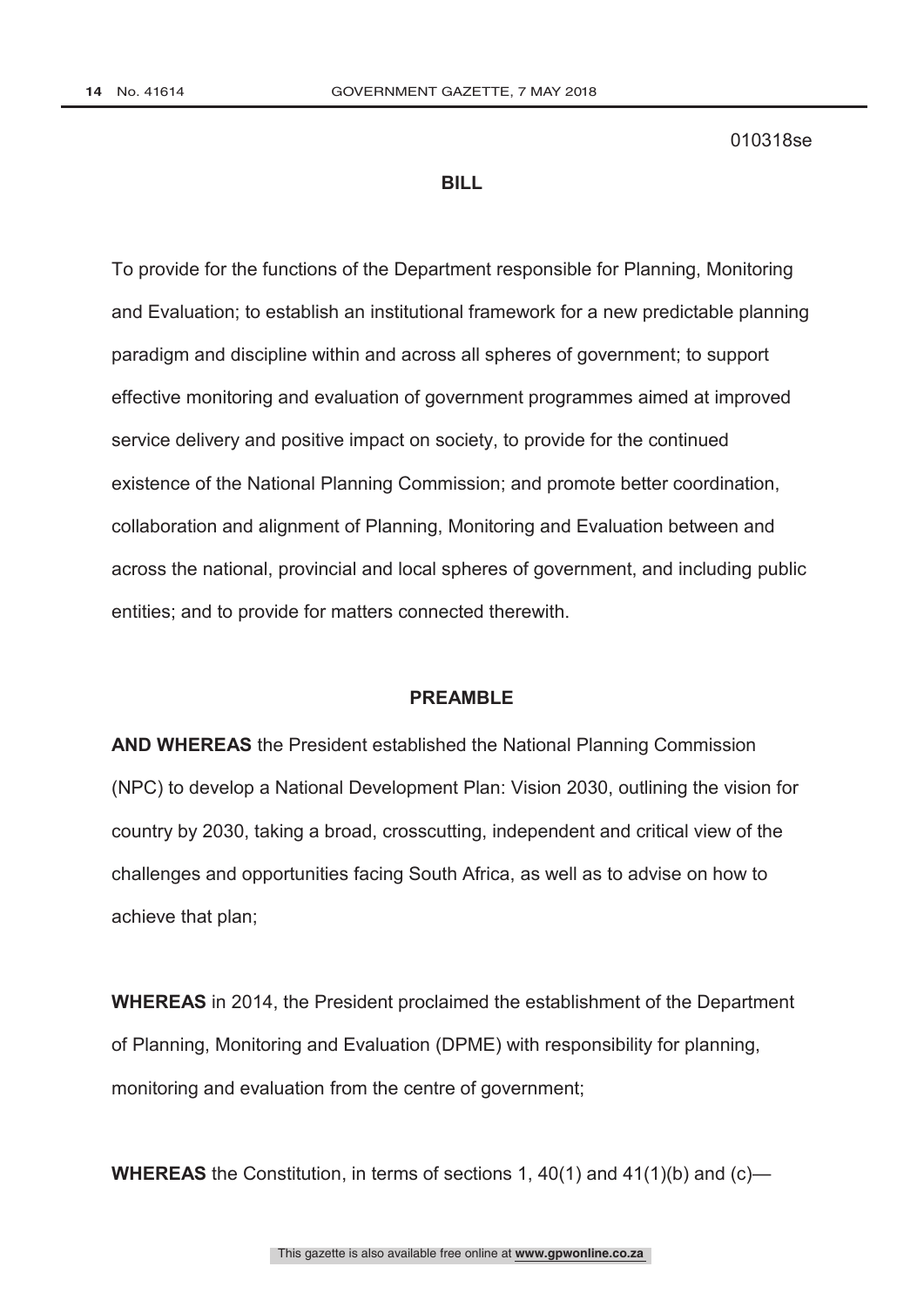010318se

## BILL

To provide for the functions of the Department responsible for Planning, Monitoring and Evaluation; to establish an institutional framework for a new predictable planning paradigm and discipline within and across all spheres of government; to support effective monitoring and evaluation of government programmes aimed at improved service delivery and positive impact on society, to provide for the continued existence of the National Planning Commission; and promote better coordination, collaboration and alignment of Planning, Monitoring and Evaluation between and across the national, provincial and local spheres of government, and including public entities; and to provide for matters connected therewith.

## PREAMBLE

**AND WHEREAS** the President established the National Planning Commission (NPC) to develop a National Development Plan: Vision 2030, outlining the vision for country by 2030, taking a broad, crosscutting, independent and critical view of the challenges and opportunities facing South Africa, as well as to advise on how to achieve that plan;

**WHEREAS** in 2014, the President proclaimed the establishment of the Department of Planning, Monitoring and Evaluation (DPME) with responsibility for planning, monitoring and evaluation from the centre of government;

**WHEREAS** the Constitution, in terms of sections 1, 40(1) and 41(1)(b) and (c)—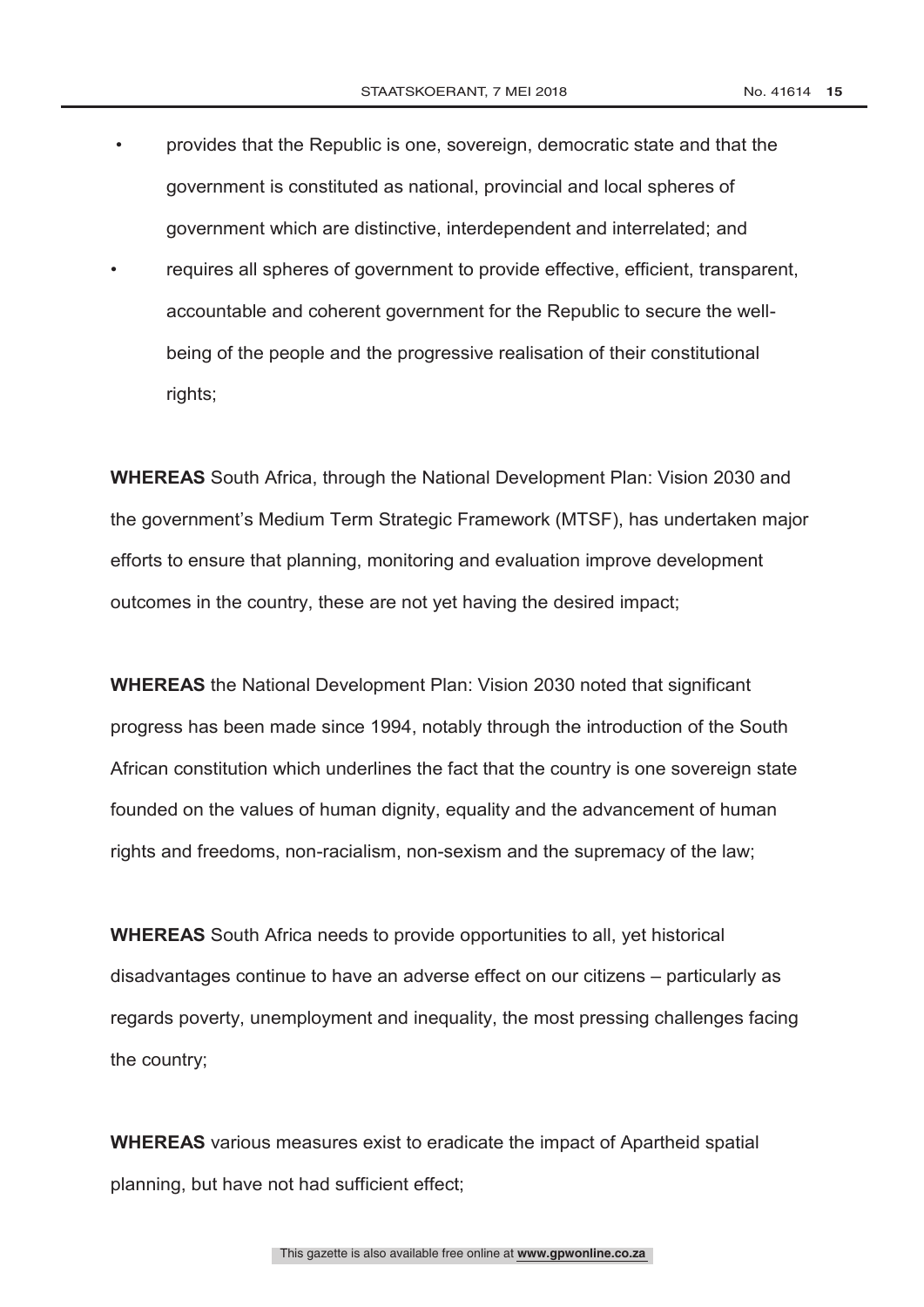- provides that the Republic is one, sovereign, democratic state and that the government is constituted as national, provincial and local spheres of government which are distinctive, interdependent and interrelated; and
- requires all spheres of government to provide effective, efficient, transparent, accountable and coherent government for the Republic to secure the well-being of the people and the progressive realisation of their constitutional rights;

**WHEREAS** South Africa, through the National Development Plan: Vision 2030 and the government's Medium Term Strategic Framework (MTSF), has undertaken major efforts to ensure that planning, monitoring and evaluation improve development outcomes in the country, these are not yet having the desired impact;

**WHEREAS** the National Development Plan: Vision 2030 noted that significant progress has been made since 1994, notably through the introduction of the South African constitution which underlines the fact that the country is one sovereign state founded on the values of human dignity, equality and the advancement of human rights and freedoms, non-racialism, non-sexism and the supremacy of the law;

**WHEREAS** South Africa needs to provide opportunities to all, yet historical disadvantages continue to have an adverse effect on our citizens – particularly as regards poverty, unemployment and inequality, the most pressing challenges facing the country;

**WHEREAS** various measures exist to eradicate the impact of Apartheid spatial planning, but have not had sufficient effect;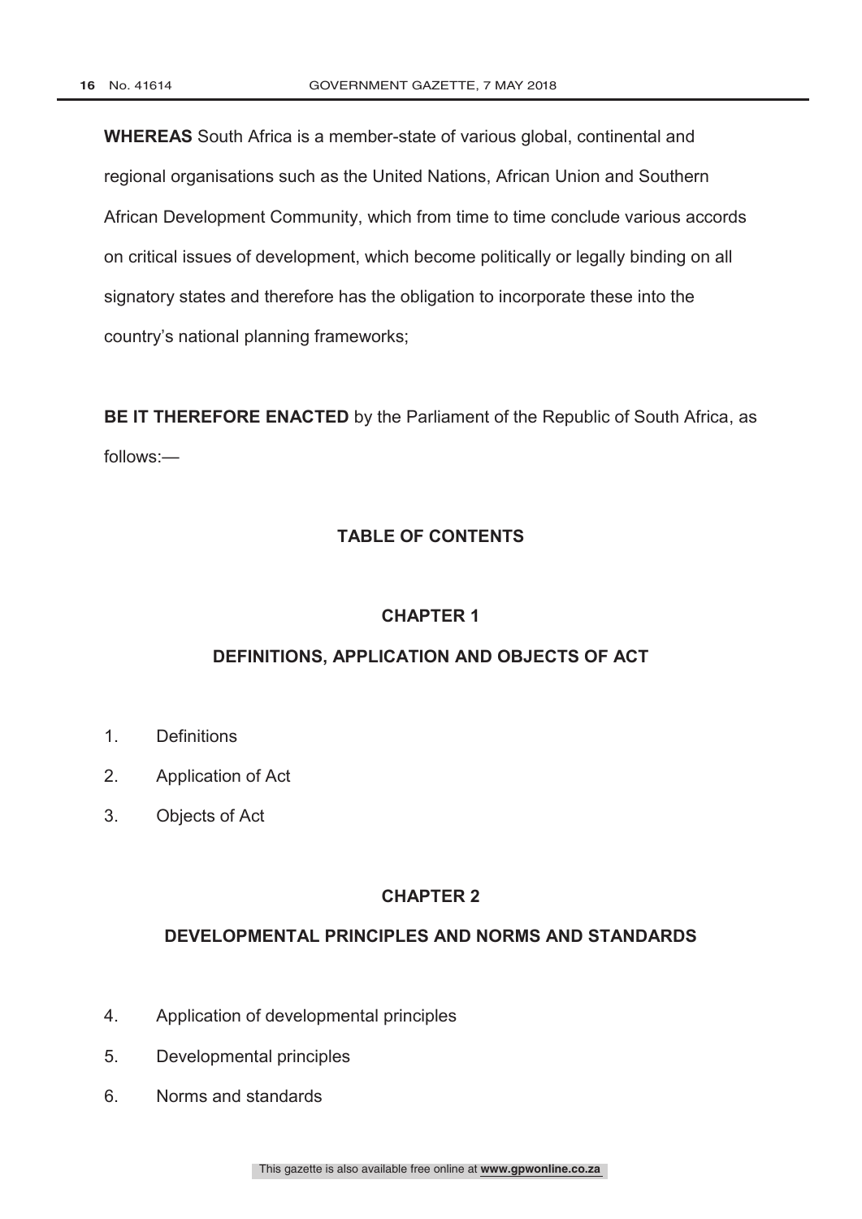**WHEREAS** South Africa is a member-state of various global, continental and regional organisations such as the United Nations, African Union and Southern African Development Community, which from time to time conclude various accords on critical issues of development, which become politically or legally binding on all signatory states and therefore has the obligation to incorporate these into the country's national planning frameworks;

**BE IT THEREFORE ENACTED** by the Parliament of the Republic of South Africa, as follows:—

## TABLE OF CONTENTS

### CHAPTER 1

### DEFINITIONS, APPLICATION AND OBJECTS OF ACT

1. Definitions
2. Application of Act
3. Objects of Act

### CHAPTER 2

### DEVELOPMENTAL PRINCIPLES AND NORMS AND STANDARDS

4. Application of developmental principles
5. Developmental principles
6. Norms and standards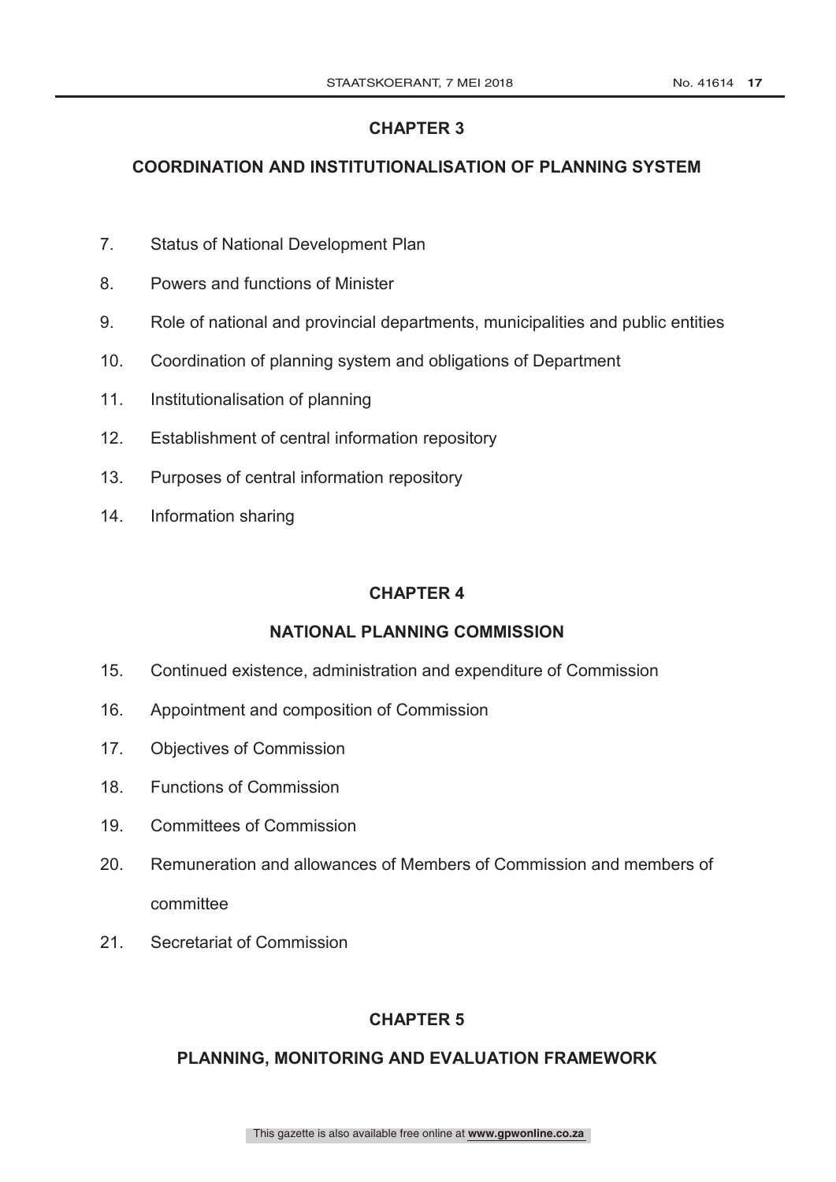## CHAPTER 3

## COORDINATION AND INSTITUTIONALISATION OF PLANNING SYSTEM

7. Status of National Development Plan
8. Powers and functions of Minister
9. Role of national and provincial departments, municipalities and public entities
10. Coordination of planning system and obligations of Department
11. Institutionalisation of planning
12. Establishment of central information repository
13. Purposes of central information repository
14. Information sharing

## CHAPTER 4

## NATIONAL PLANNING COMMISSION

15. Continued existence, administration and expenditure of Commission
16. Appointment and composition of Commission
17. Objectives of Commission
18. Functions of Commission
19. Committees of Commission
20. Remuneration and allowances of Members of Commission and members of committee
21. Secretariat of Commission

## CHAPTER 5

## PLANNING, MONITORING AND EVALUATION FRAMEWORK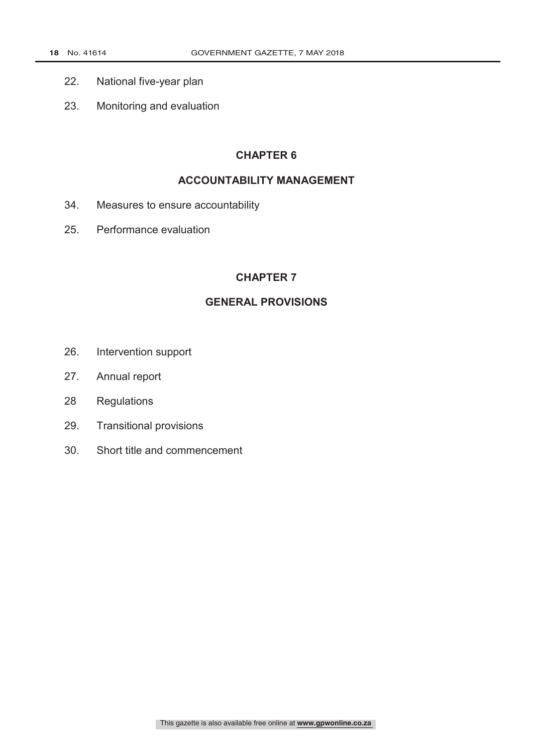22. National five-year plan

23. Monitoring and evaluation

## CHAPTER 6

## ACCOUNTABILITY MANAGEMENT

34. Measures to ensure accountability

25. Performance evaluation

## CHAPTER 7

## GENERAL PROVISIONS

26. Intervention support

27. Annual report

28 Regulations

29. Transitional provisions

30. Short title and commencement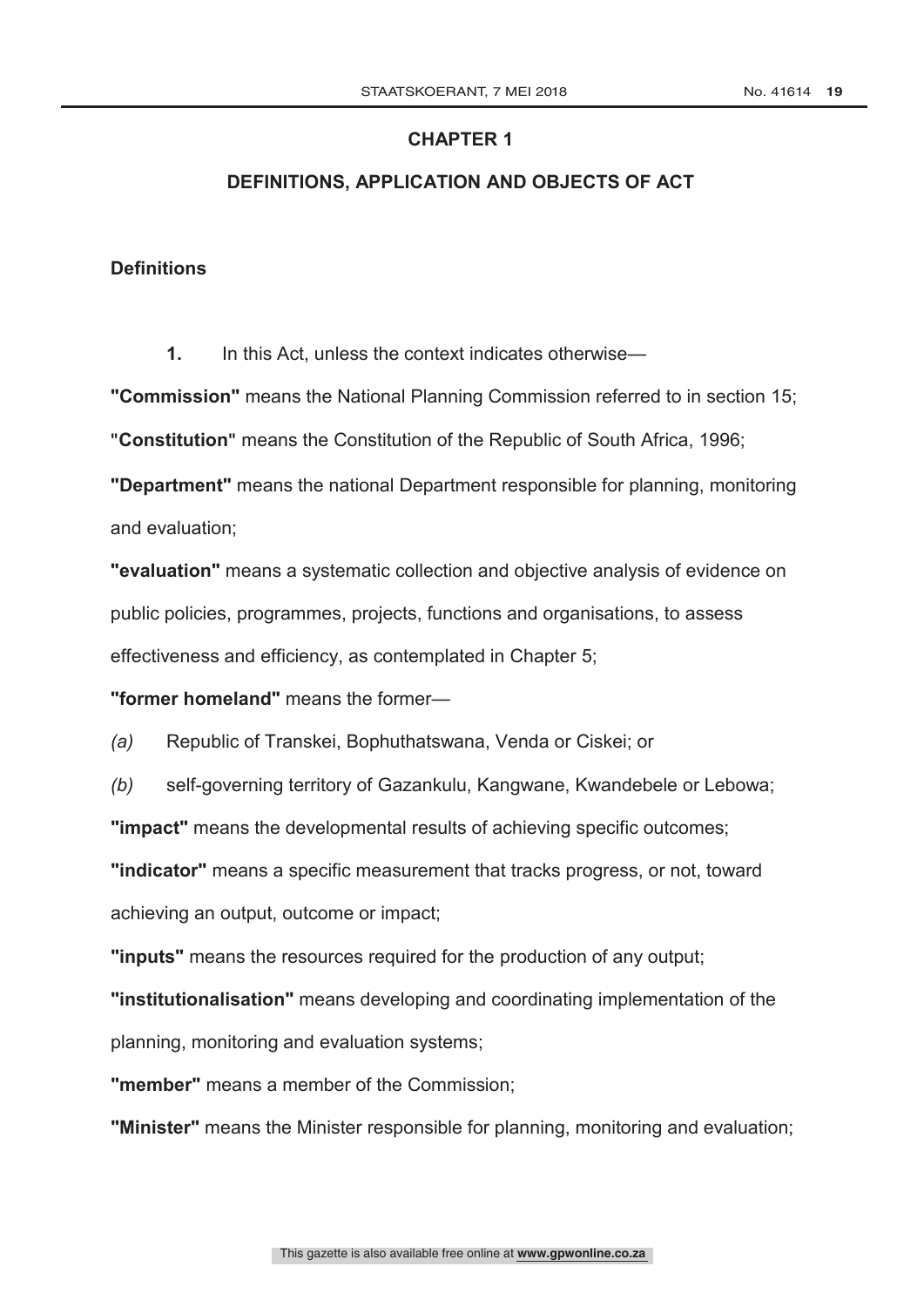## CHAPTER 1

## DEFINITIONS, APPLICATION AND OBJECTS OF ACT

### Definitions

**1.** In this Act, unless the context indicates otherwise—

**"Commission"** means the National Planning Commission referred to in section 15;

**"Constitution"** means the Constitution of the Republic of South Africa, 1996;

**"Department"** means the national Department responsible for planning, monitoring and evaluation;

**"evaluation"** means a systematic collection and objective analysis of evidence on public policies, programmes, projects, functions and organisations, to assess effectiveness and efficiency, as contemplated in Chapter 5;

**"former homeland"** means the former—

*(a)* Republic of Transkei, Bophuthatswana, Venda or Ciskei; or

*(b)* self-governing territory of Gazankulu, Kangwane, Kwandebele or Lebowa;

**"impact"** means the developmental results of achieving specific outcomes;

**"indicator"** means a specific measurement that tracks progress, or not, toward achieving an output, outcome or impact;

**"inputs"** means the resources required for the production of any output;

**"institutionalisation"** means developing and coordinating implementation of the planning, monitoring and evaluation systems;

**"member"** means a member of the Commission;

**"Minister"** means the Minister responsible for planning, monitoring and evaluation;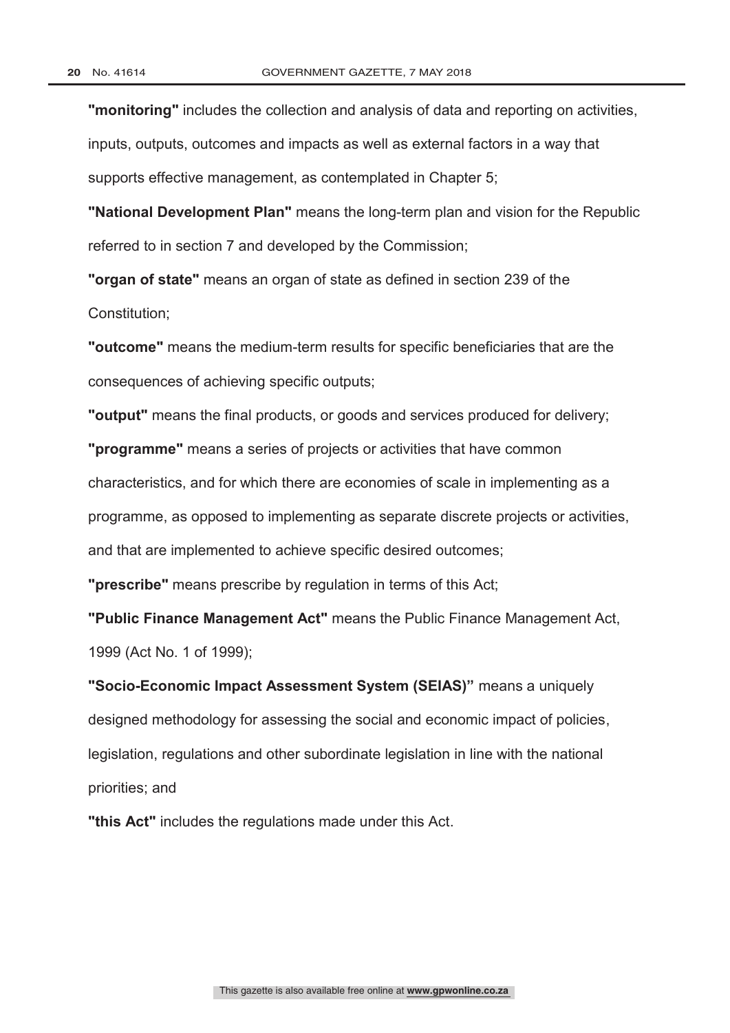**"monitoring"** includes the collection and analysis of data and reporting on activities, inputs, outputs, outcomes and impacts as well as external factors in a way that supports effective management, as contemplated in Chapter 5;

**"National Development Plan"** means the long-term plan and vision for the Republic referred to in section 7 and developed by the Commission;

**"organ of state"** means an organ of state as defined in section 239 of the Constitution;

**"outcome"** means the medium-term results for specific beneficiaries that are the consequences of achieving specific outputs;

**"output"** means the final products, or goods and services produced for delivery;

**"programme"** means a series of projects or activities that have common characteristics, and for which there are economies of scale in implementing as a programme, as opposed to implementing as separate discrete projects or activities, and that are implemented to achieve specific desired outcomes;

**"prescribe"** means prescribe by regulation in terms of this Act;

**"Public Finance Management Act"** means the Public Finance Management Act, 1999 (Act No. 1 of 1999);

**"Socio-Economic Impact Assessment System (SEIAS)"** means a uniquely designed methodology for assessing the social and economic impact of policies, legislation, regulations and other subordinate legislation in line with the national priorities; and

**"this Act"** includes the regulations made under this Act.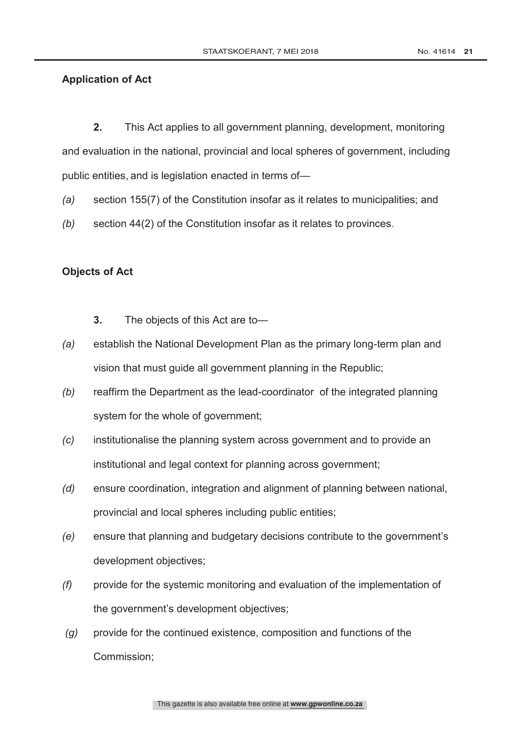**Application of Act**

**2.** This Act applies to all government planning, development, monitoring and evaluation in the national, provincial and local spheres of government, including public entities, and is legislation enacted in terms of—

*(a)* section 155(7) of the Constitution insofar as it relates to municipalities; and

*(b)* section 44(2) of the Constitution insofar as it relates to provinces.

**Objects of Act**

**3.** The objects of this Act are to—

*(a)* establish the National Development Plan as the primary long-term plan and vision that must guide all government planning in the Republic;

*(b)* reaffirm the Department as the lead-coordinator of the integrated planning system for the whole of government;

*(c)* institutionalise the planning system across government and to provide an institutional and legal context for planning across government;

*(d)* ensure coordination, integration and alignment of planning between national, provincial and local spheres including public entities;

*(e)* ensure that planning and budgetary decisions contribute to the government's development objectives;

*(f)* provide for the systemic monitoring and evaluation of the implementation of the government's development objectives;

*(g)* provide for the continued existence, composition and functions of the Commission;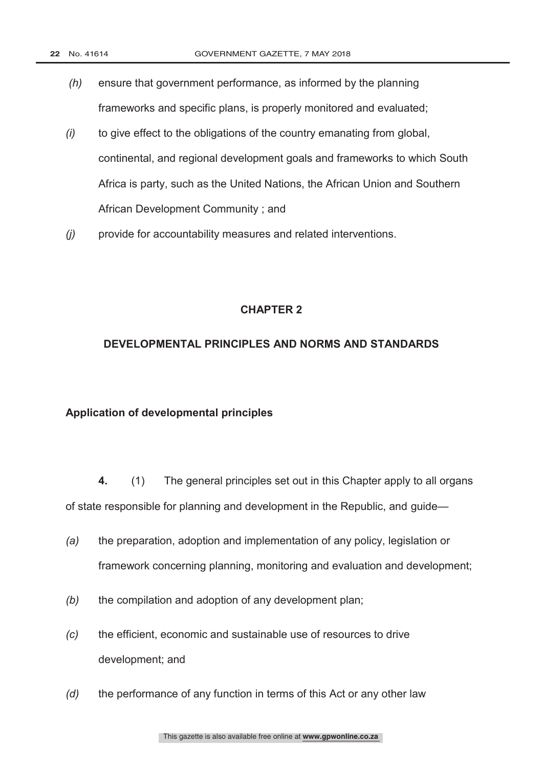*(h)* ensure that government performance, as informed by the planning frameworks and specific plans, is properly monitored and evaluated;

*(i)* to give effect to the obligations of the country emanating from global, continental, and regional development goals and frameworks to which South Africa is party, such as the United Nations, the African Union and Southern African Development Community ; and

*(j)* provide for accountability measures and related interventions.

## CHAPTER 2

## DEVELOPMENTAL PRINCIPLES AND NORMS AND STANDARDS

### Application of developmental principles

**4.** (1) The general principles set out in this Chapter apply to all organs of state responsible for planning and development in the Republic, and guide—

*(a)* the preparation, adoption and implementation of any policy, legislation or framework concerning planning, monitoring and evaluation and development;

*(b)* the compilation and adoption of any development plan;

*(c)* the efficient, economic and sustainable use of resources to drive development; and

*(d)* the performance of any function in terms of this Act or any other law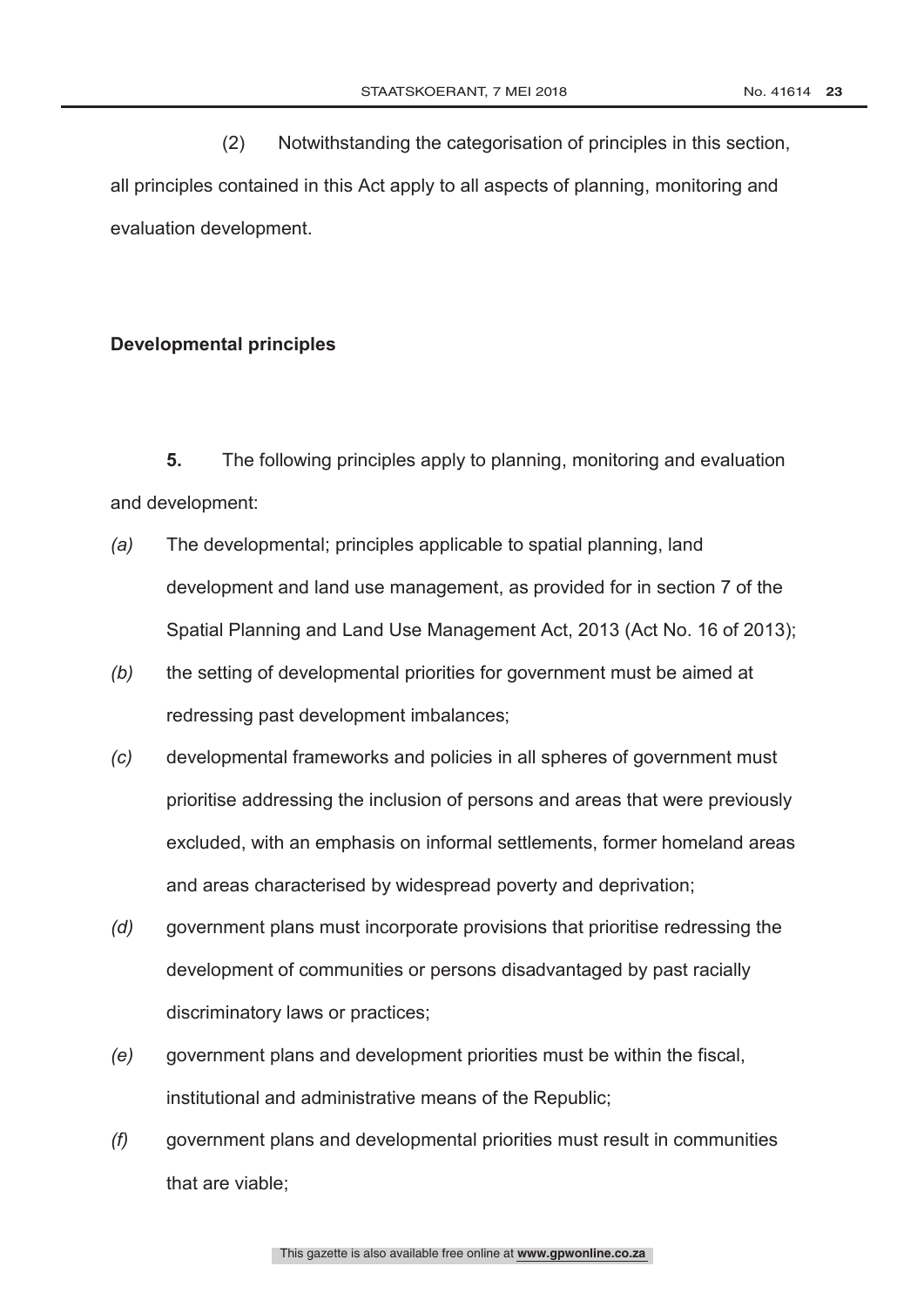(2) Notwithstanding the categorisation of principles in this section, all principles contained in this Act apply to all aspects of planning, monitoring and evaluation development.

**Developmental principles**

**5.** The following principles apply to planning, monitoring and evaluation and development:

*(a)* The developmental; principles applicable to spatial planning, land development and land use management, as provided for in section 7 of the Spatial Planning and Land Use Management Act, 2013 (Act No. 16 of 2013);

*(b)* the setting of developmental priorities for government must be aimed at redressing past development imbalances;

*(c)* developmental frameworks and policies in all spheres of government must prioritise addressing the inclusion of persons and areas that were previously excluded, with an emphasis on informal settlements, former homeland areas and areas characterised by widespread poverty and deprivation;

*(d)* government plans must incorporate provisions that prioritise redressing the development of communities or persons disadvantaged by past racially discriminatory laws or practices;

*(e)* government plans and development priorities must be within the fiscal, institutional and administrative means of the Republic;

*(f)* government plans and developmental priorities must result in communities that are viable;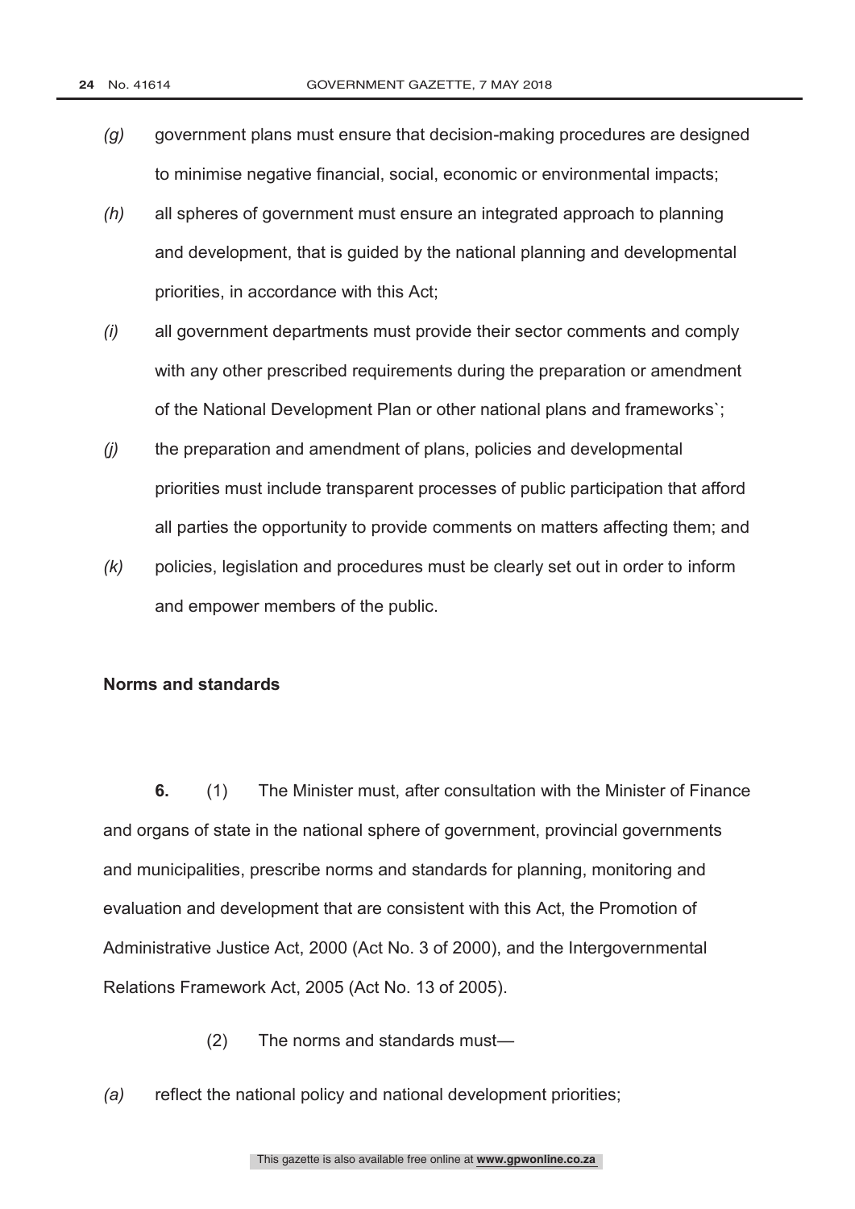*(g)* government plans must ensure that decision-making procedures are designed to minimise negative financial, social, economic or environmental impacts;

*(h)* all spheres of government must ensure an integrated approach to planning and development, that is guided by the national planning and developmental priorities, in accordance with this Act;

*(i)* all government departments must provide their sector comments and comply with any other prescribed requirements during the preparation or amendment of the National Development Plan or other national plans and frameworks`;

*(j)* the preparation and amendment of plans, policies and developmental priorities must include transparent processes of public participation that afford all parties the opportunity to provide comments on matters affecting them; and

*(k)* policies, legislation and procedures must be clearly set out in order to inform and empower members of the public.

**Norms and standards**

**6.** (1) The Minister must, after consultation with the Minister of Finance and organs of state in the national sphere of government, provincial governments and municipalities, prescribe norms and standards for planning, monitoring and evaluation and development that are consistent with this Act, the Promotion of Administrative Justice Act, 2000 (Act No. 3 of 2000), and the Intergovernmental Relations Framework Act, 2005 (Act No. 13 of 2005).

(2) The norms and standards must—

*(a)* reflect the national policy and national development priorities;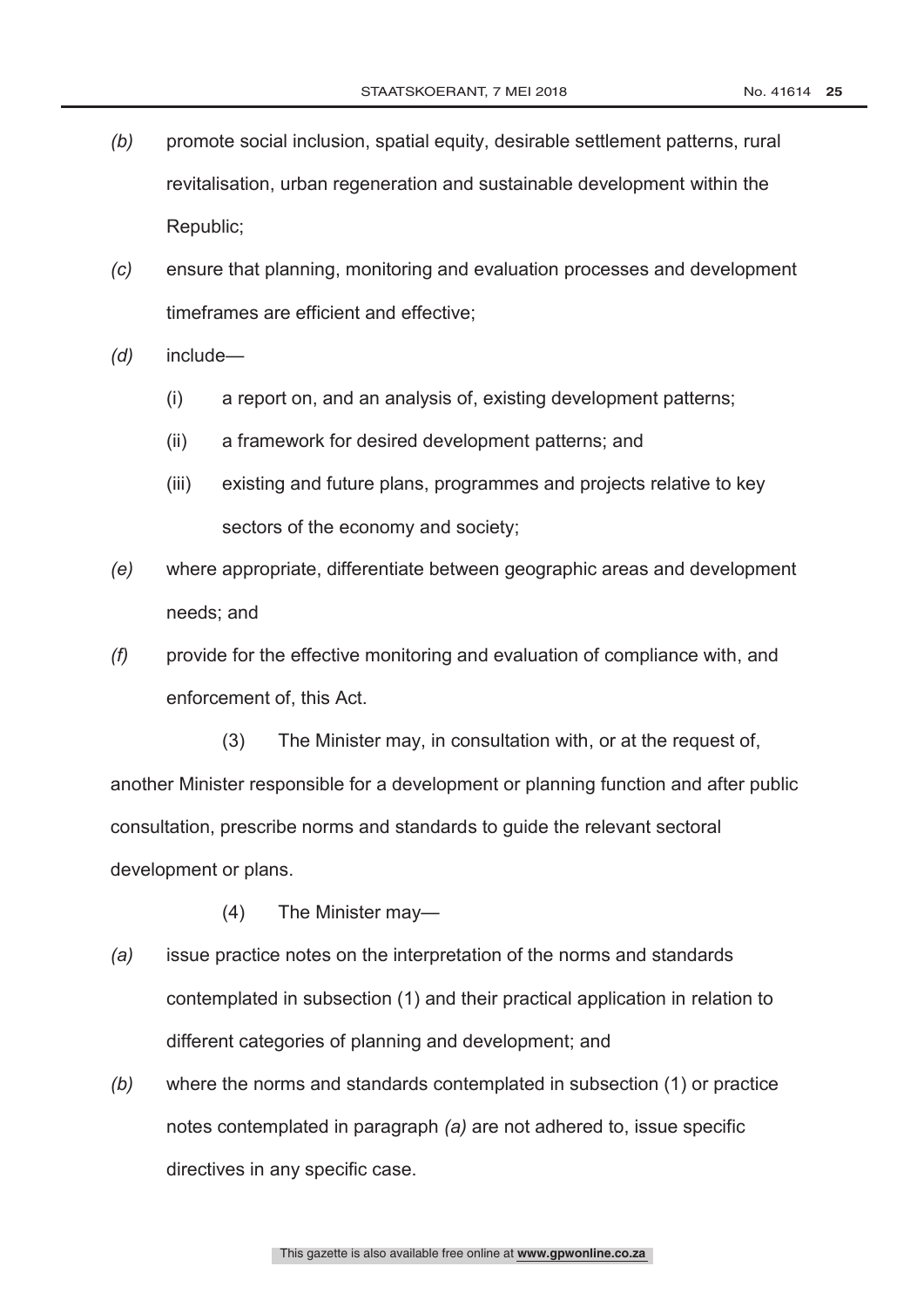*(b)* promote social inclusion, spatial equity, desirable settlement patterns, rural revitalisation, urban regeneration and sustainable development within the Republic;

*(c)* ensure that planning, monitoring and evaluation processes and development timeframes are efficient and effective;

*(d)* include—

(i) a report on, and an analysis of, existing development patterns;

(ii) a framework for desired development patterns; and

(iii) existing and future plans, programmes and projects relative to key sectors of the economy and society;

*(e)* where appropriate, differentiate between geographic areas and development needs; and

*(f)* provide for the effective monitoring and evaluation of compliance with, and enforcement of, this Act.

(3) The Minister may, in consultation with, or at the request of, another Minister responsible for a development or planning function and after public consultation, prescribe norms and standards to guide the relevant sectoral development or plans.

(4) The Minister may—

*(a)* issue practice notes on the interpretation of the norms and standards contemplated in subsection (1) and their practical application in relation to different categories of planning and development; and

*(b)* where the norms and standards contemplated in subsection (1) or practice notes contemplated in paragraph *(a)* are not adhered to, issue specific directives in any specific case.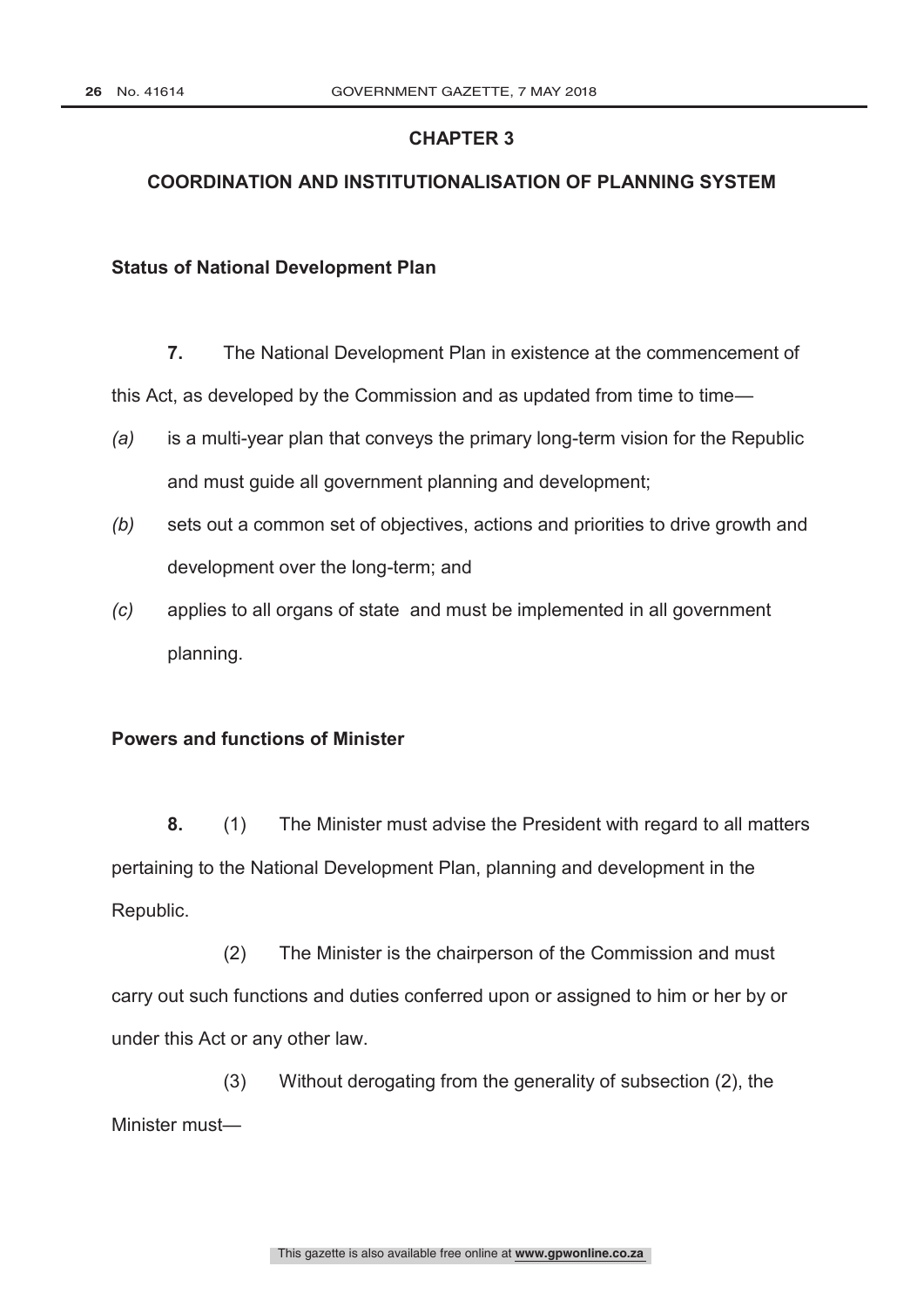## CHAPTER 3

## COORDINATION AND INSTITUTIONALISATION OF PLANNING SYSTEM

### Status of National Development Plan

**7.** The National Development Plan in existence at the commencement of this Act, as developed by the Commission and as updated from time to time—

*(a)* is a multi-year plan that conveys the primary long-term vision for the Republic and must guide all government planning and development;

*(b)* sets out a common set of objectives, actions and priorities to drive growth and development over the long-term; and

*(c)* applies to all organs of state and must be implemented in all government planning.

### Powers and functions of Minister

**8.** (1) The Minister must advise the President with regard to all matters pertaining to the National Development Plan, planning and development in the Republic.

(2) The Minister is the chairperson of the Commission and must carry out such functions and duties conferred upon or assigned to him or her by or under this Act or any other law.

(3) Without derogating from the generality of subsection (2), the Minister must—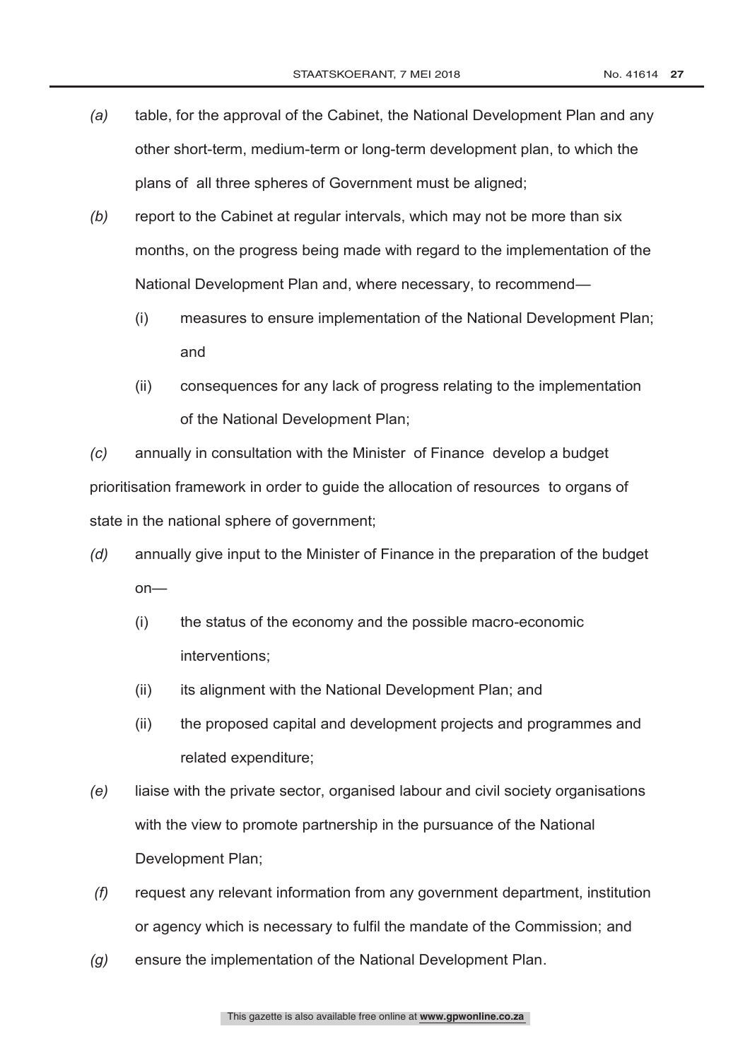*(a)* table, for the approval of the Cabinet, the National Development Plan and any other short-term, medium-term or long-term development plan, to which the plans of all three spheres of Government must be aligned;

*(b)* report to the Cabinet at regular intervals, which may not be more than six months, on the progress being made with regard to the implementation of the National Development Plan and, where necessary, to recommend—

(i) measures to ensure implementation of the National Development Plan; and

(ii) consequences for any lack of progress relating to the implementation of the National Development Plan;

*(c)* annually in consultation with the Minister of Finance develop a budget prioritisation framework in order to guide the allocation of resources to organs of state in the national sphere of government;

*(d)* annually give input to the Minister of Finance in the preparation of the budget on—

(i) the status of the economy and the possible macro-economic interventions;

(ii) its alignment with the National Development Plan; and

(ii) the proposed capital and development projects and programmes and related expenditure;

*(e)* liaise with the private sector, organised labour and civil society organisations with the view to promote partnership in the pursuance of the National Development Plan;

*(f)* request any relevant information from any government department, institution or agency which is necessary to fulfil the mandate of the Commission; and

*(g)* ensure the implementation of the National Development Plan.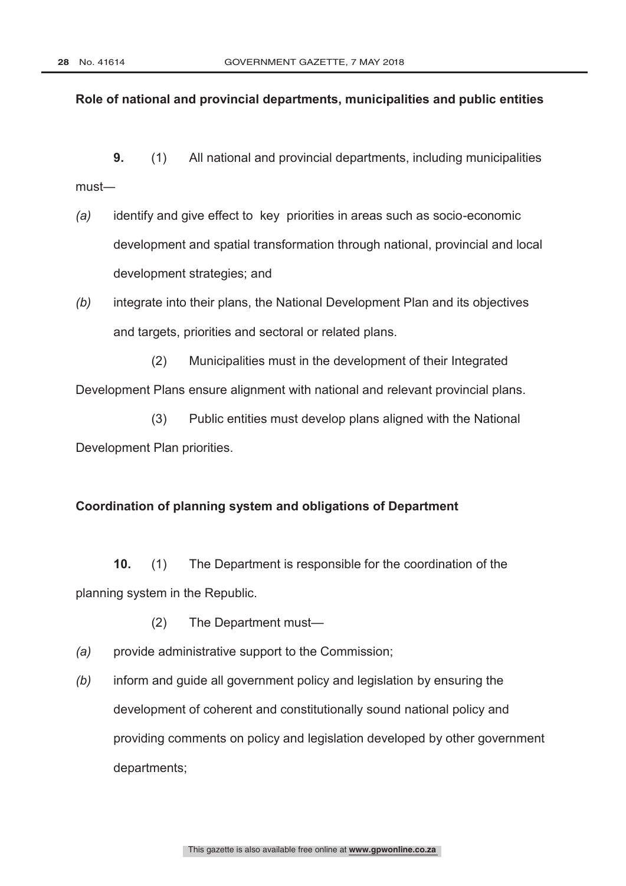**Role of national and provincial departments, municipalities and public entities**

**9.** (1) All national and provincial departments, including municipalities must—

*(a)* identify and give effect to key priorities in areas such as socio-economic development and spatial transformation through national, provincial and local development strategies; and

*(b)* integrate into their plans, the National Development Plan and its objectives and targets, priorities and sectoral or related plans.

(2) Municipalities must in the development of their Integrated Development Plans ensure alignment with national and relevant provincial plans.

(3) Public entities must develop plans aligned with the National Development Plan priorities.

**Coordination of planning system and obligations of Department**

**10.** (1) The Department is responsible for the coordination of the planning system in the Republic.

(2) The Department must—

*(a)* provide administrative support to the Commission;

*(b)* inform and guide all government policy and legislation by ensuring the development of coherent and constitutionally sound national policy and providing comments on policy and legislation developed by other government departments;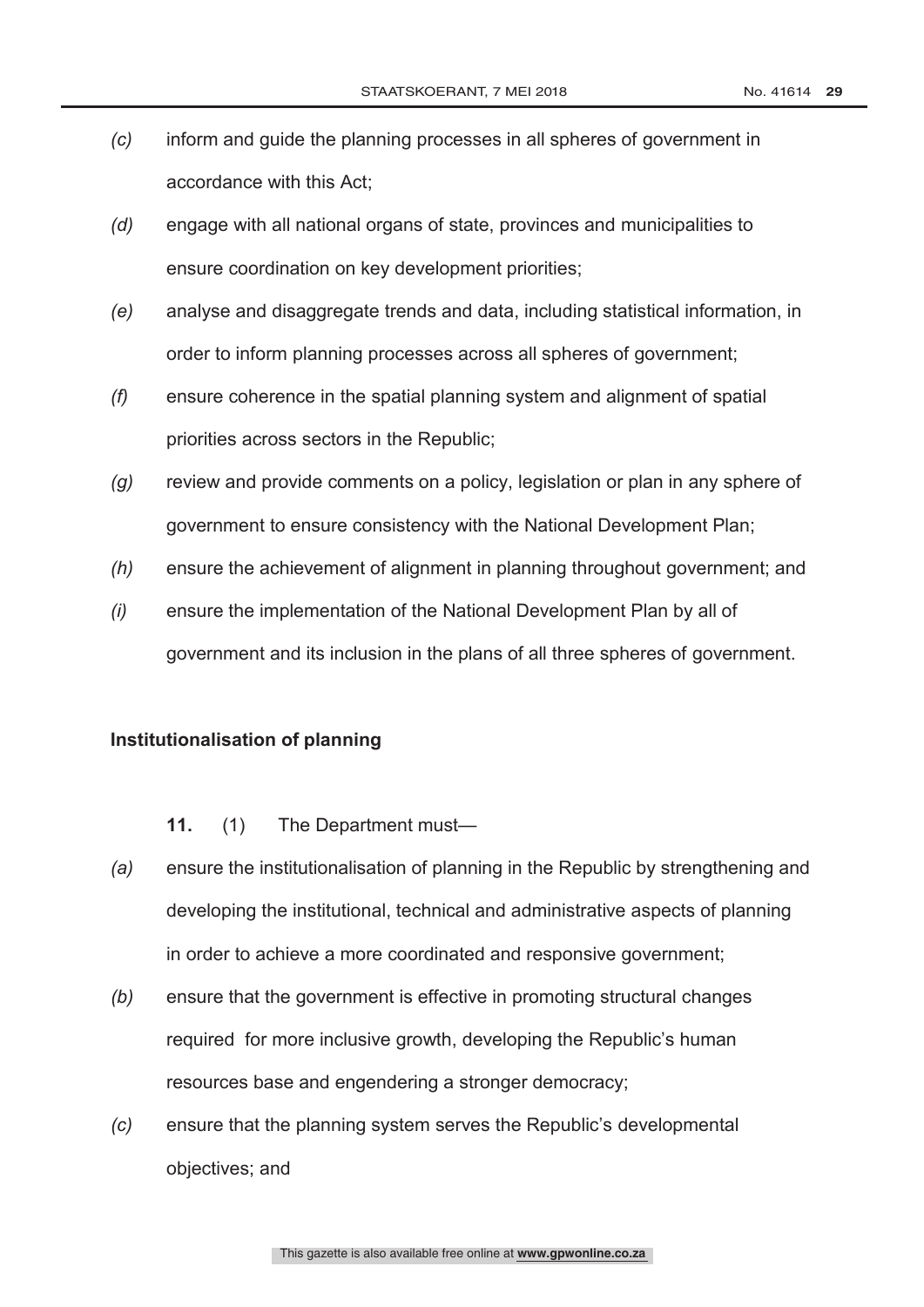*(c)* inform and guide the planning processes in all spheres of government in accordance with this Act;

*(d)* engage with all national organs of state, provinces and municipalities to ensure coordination on key development priorities;

*(e)* analyse and disaggregate trends and data, including statistical information, in order to inform planning processes across all spheres of government;

*(f)* ensure coherence in the spatial planning system and alignment of spatial priorities across sectors in the Republic;

*(g)* review and provide comments on a policy, legislation or plan in any sphere of government to ensure consistency with the National Development Plan;

*(h)* ensure the achievement of alignment in planning throughout government; and

*(i)* ensure the implementation of the National Development Plan by all of government and its inclusion in the plans of all three spheres of government.

**Institutionalisation of planning**

**11.** (1) The Department must—

*(a)* ensure the institutionalisation of planning in the Republic by strengthening and developing the institutional, technical and administrative aspects of planning in order to achieve a more coordinated and responsive government;

*(b)* ensure that the government is effective in promoting structural changes required for more inclusive growth, developing the Republic's human resources base and engendering a stronger democracy;

*(c)* ensure that the planning system serves the Republic's developmental objectives; and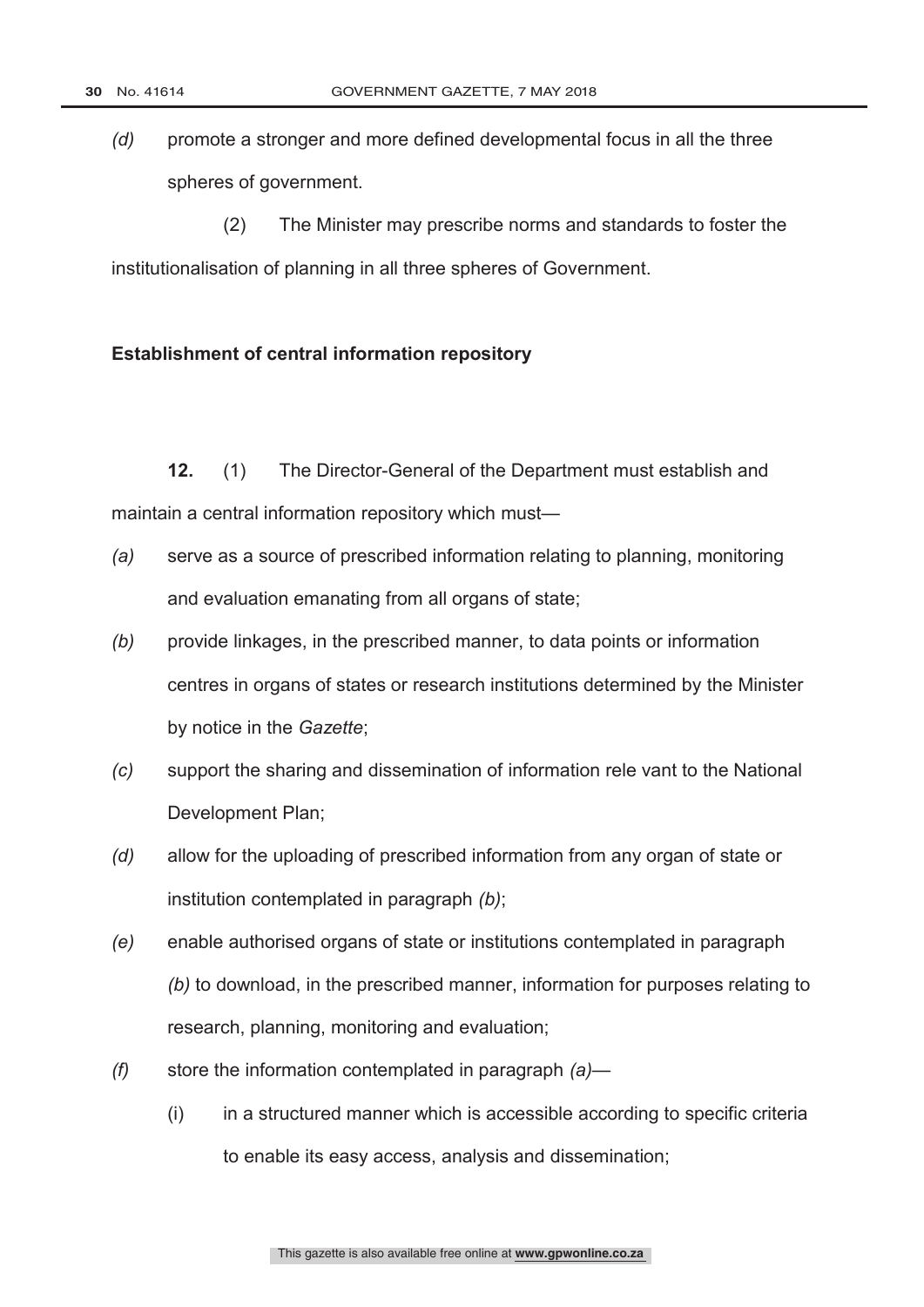*(d)* promote a stronger and more defined developmental focus in all the three spheres of government.

(2) The Minister may prescribe norms and standards to foster the institutionalisation of planning in all three spheres of Government.

**Establishment of central information repository**

**12.** (1) The Director-General of the Department must establish and maintain a central information repository which must—

*(a)* serve as a source of prescribed information relating to planning, monitoring and evaluation emanating from all organs of state;

*(b)* provide linkages, in the prescribed manner, to data points or information centres in organs of states or research institutions determined by the Minister by notice in the *Gazette*;

*(c)* support the sharing and dissemination of information rele vant to the National Development Plan;

*(d)* allow for the uploading of prescribed information from any organ of state or institution contemplated in paragraph *(b)*;

*(e)* enable authorised organs of state or institutions contemplated in paragraph *(b)* to download, in the prescribed manner, information for purposes relating to research, planning, monitoring and evaluation;

*(f)* store the information contemplated in paragraph *(a)*—

(i) in a structured manner which is accessible according to specific criteria to enable its easy access, analysis and dissemination;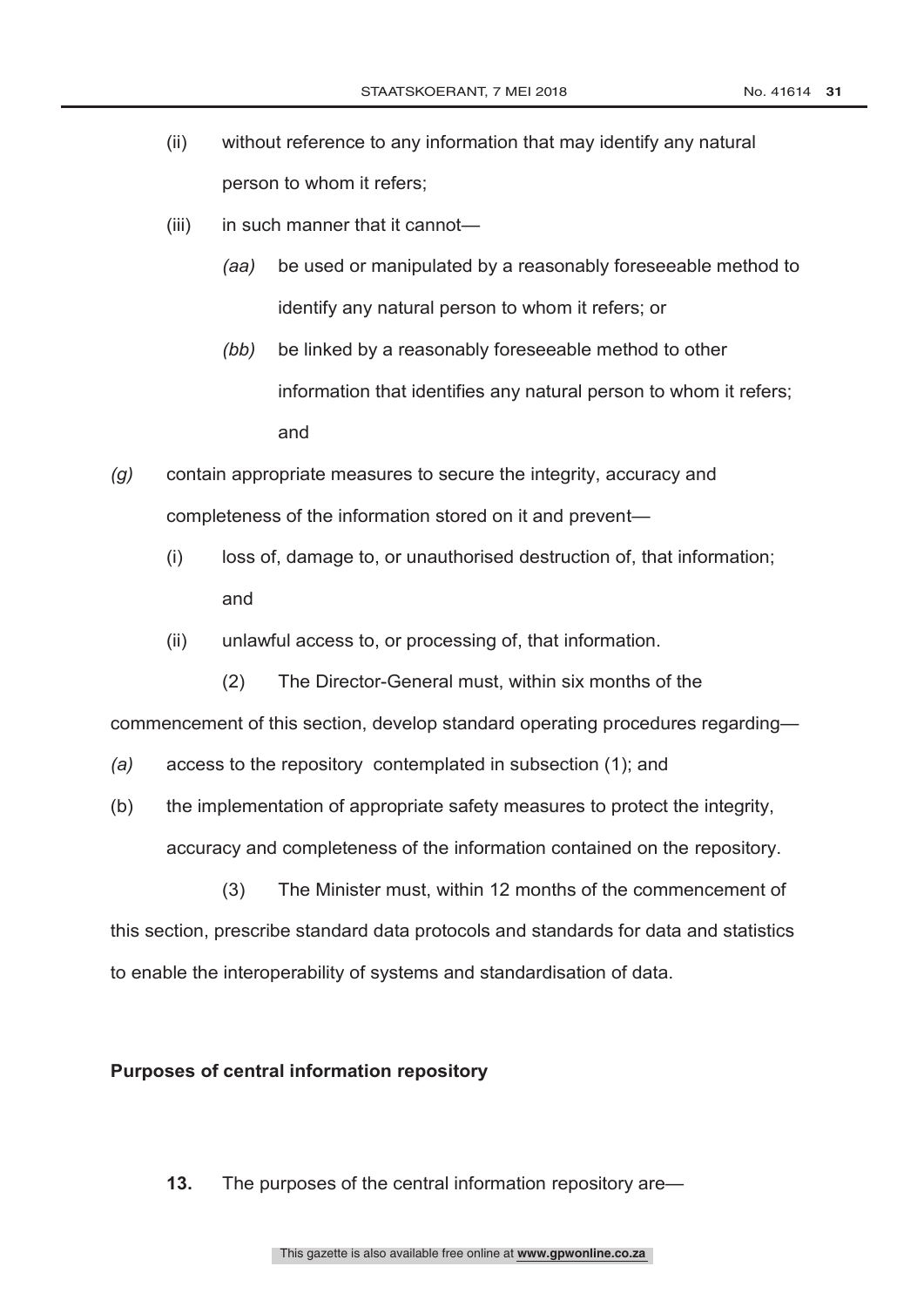(ii) without reference to any information that may identify any natural person to whom it refers;

(iii) in such manner that it cannot—

*(aa)* be used or manipulated by a reasonably foreseeable method to identify any natural person to whom it refers; or

*(bb)* be linked by a reasonably foreseeable method to other information that identifies any natural person to whom it refers; and

*(g)* contain appropriate measures to secure the integrity, accuracy and completeness of the information stored on it and prevent—

(i) loss of, damage to, or unauthorised destruction of, that information; and

(ii) unlawful access to, or processing of, that information.

(2) The Director-General must, within six months of the commencement of this section, develop standard operating procedures regarding—

*(a)* access to the repository contemplated in subsection (1); and

(b) the implementation of appropriate safety measures to protect the integrity, accuracy and completeness of the information contained on the repository.

(3) The Minister must, within 12 months of the commencement of this section, prescribe standard data protocols and standards for data and statistics to enable the interoperability of systems and standardisation of data.

**Purposes of central information repository**

**13.** The purposes of the central information repository are—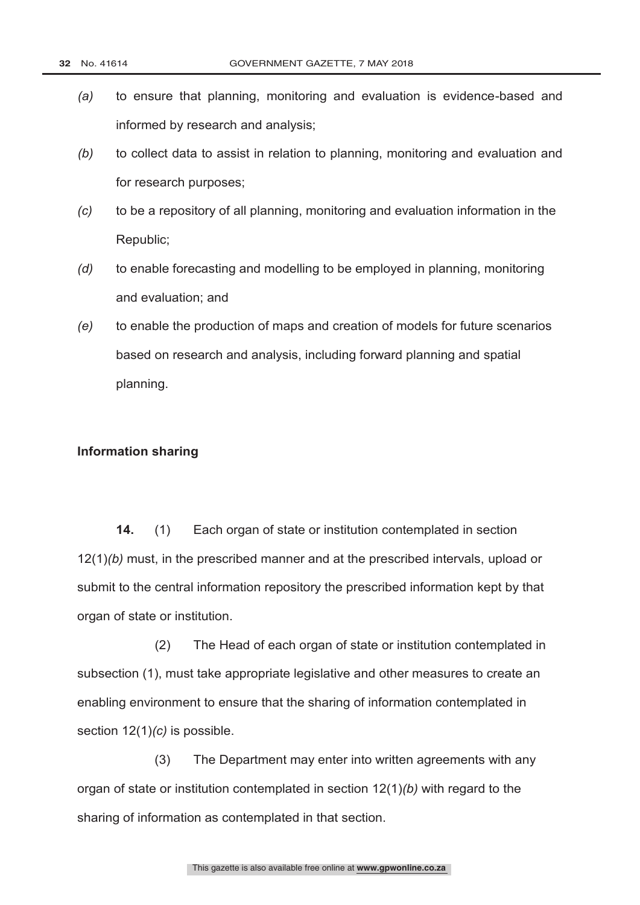*(a)* to ensure that planning, monitoring and evaluation is evidence-based and informed by research and analysis;

*(b)* to collect data to assist in relation to planning, monitoring and evaluation and for research purposes;

*(c)* to be a repository of all planning, monitoring and evaluation information in the Republic;

*(d)* to enable forecasting and modelling to be employed in planning, monitoring and evaluation; and

*(e)* to enable the production of maps and creation of models for future scenarios based on research and analysis, including forward planning and spatial planning.

**Information sharing**

**14.** (1) Each organ of state or institution contemplated in section 12(1)*(b)* must, in the prescribed manner and at the prescribed intervals, upload or submit to the central information repository the prescribed information kept by that organ of state or institution.

(2) The Head of each organ of state or institution contemplated in subsection (1), must take appropriate legislative and other measures to create an enabling environment to ensure that the sharing of information contemplated in section 12(1)*(c)* is possible.

(3) The Department may enter into written agreements with any organ of state or institution contemplated in section 12(1)*(b)* with regard to the sharing of information as contemplated in that section.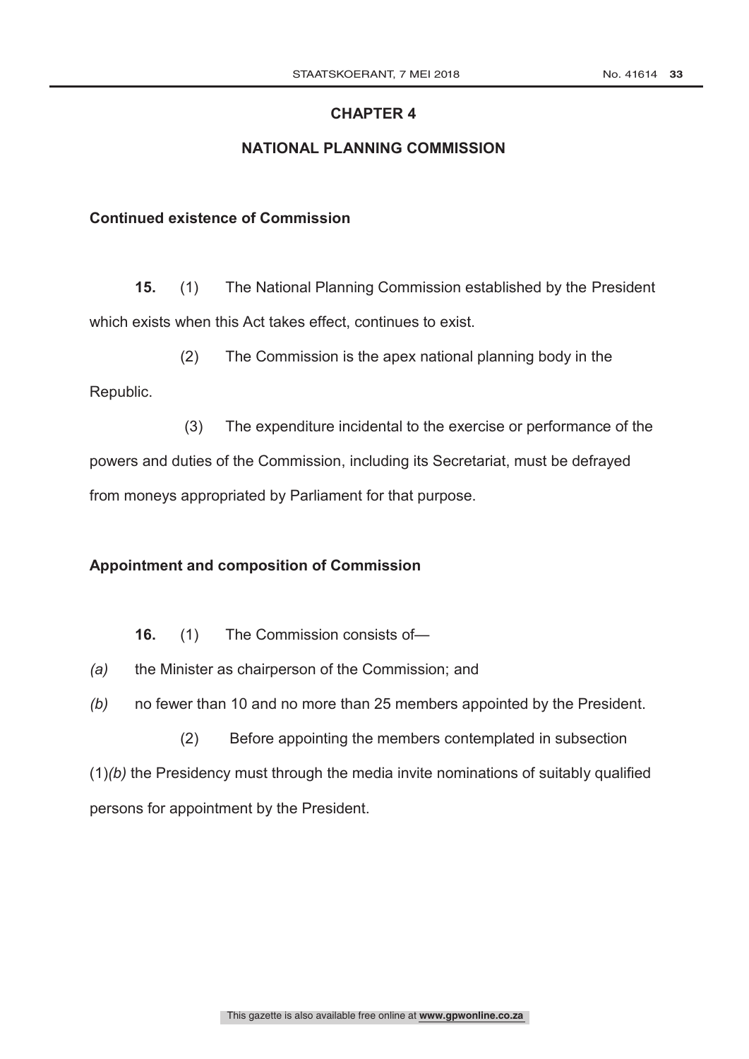## CHAPTER 4

## NATIONAL PLANNING COMMISSION

**Continued existence of Commission**

**15.** (1) The National Planning Commission established by the President which exists when this Act takes effect, continues to exist.

(2) The Commission is the apex national planning body in the Republic.

(3) The expenditure incidental to the exercise or performance of the powers and duties of the Commission, including its Secretariat, must be defrayed from moneys appropriated by Parliament for that purpose.

**Appointment and composition of Commission**

**16.** (1) The Commission consists of—

*(a)* the Minister as chairperson of the Commission; and

*(b)* no fewer than 10 and no more than 25 members appointed by the President.

(2) Before appointing the members contemplated in subsection (1)*(b)* the Presidency must through the media invite nominations of suitably qualified persons for appointment by the President.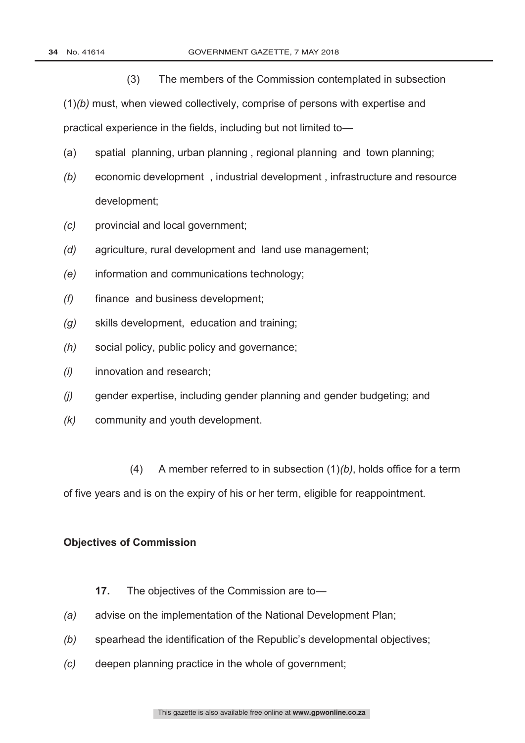(3) The members of the Commission contemplated in subsection (1)*(b)* must, when viewed collectively, comprise of persons with expertise and practical experience in the fields, including but not limited to—

(a) spatial planning, urban planning , regional planning and town planning;

*(b)* economic development , industrial development , infrastructure and resource development;

*(c)* provincial and local government;

*(d)* agriculture, rural development and land use management;

*(e)* information and communications technology;

*(f)* finance and business development;

*(g)* skills development, education and training;

*(h)* social policy, public policy and governance;

*(i)* innovation and research;

*(j)* gender expertise, including gender planning and gender budgeting; and

*(k)* community and youth development.

(4) A member referred to in subsection (1)*(b)*, holds office for a term of five years and is on the expiry of his or her term, eligible for reappointment.

**Objectives of Commission**

**17.** The objectives of the Commission are to—

*(a)* advise on the implementation of the National Development Plan;

*(b)* spearhead the identification of the Republic's developmental objectives;

*(c)* deepen planning practice in the whole of government;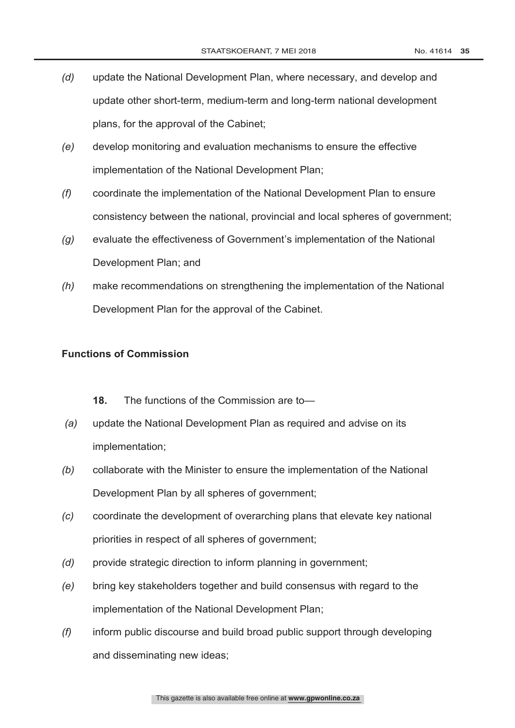*(d)* update the National Development Plan, where necessary, and develop and update other short-term, medium-term and long-term national development plans, for the approval of the Cabinet;

*(e)* develop monitoring and evaluation mechanisms to ensure the effective implementation of the National Development Plan;

*(f)* coordinate the implementation of the National Development Plan to ensure consistency between the national, provincial and local spheres of government;

*(g)* evaluate the effectiveness of Government's implementation of the National Development Plan; and

*(h)* make recommendations on strengthening the implementation of the National Development Plan for the approval of the Cabinet.

**Functions of Commission**

**18.** The functions of the Commission are to—

*(a)* update the National Development Plan as required and advise on its implementation;

*(b)* collaborate with the Minister to ensure the implementation of the National Development Plan by all spheres of government;

*(c)* coordinate the development of overarching plans that elevate key national priorities in respect of all spheres of government;

*(d)* provide strategic direction to inform planning in government;

*(e)* bring key stakeholders together and build consensus with regard to the implementation of the National Development Plan;

*(f)* inform public discourse and build broad public support through developing and disseminating new ideas;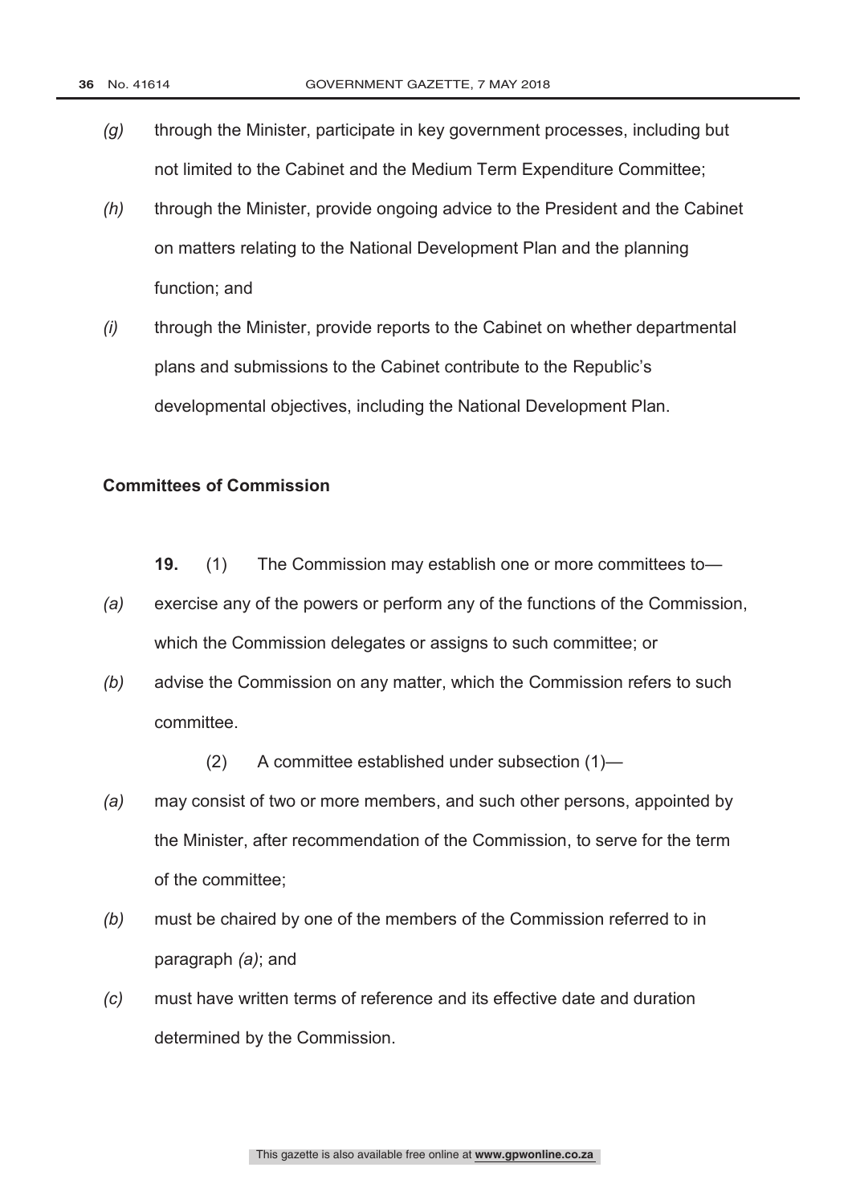*(g)* through the Minister, participate in key government processes, including but not limited to the Cabinet and the Medium Term Expenditure Committee;

*(h)* through the Minister, provide ongoing advice to the President and the Cabinet on matters relating to the National Development Plan and the planning function; and

*(i)* through the Minister, provide reports to the Cabinet on whether departmental plans and submissions to the Cabinet contribute to the Republic's developmental objectives, including the National Development Plan.

**Committees of Commission**

**19.** (1) The Commission may establish one or more committees to—

*(a)* exercise any of the powers or perform any of the functions of the Commission, which the Commission delegates or assigns to such committee; or

*(b)* advise the Commission on any matter, which the Commission refers to such committee.

(2) A committee established under subsection (1)—

*(a)* may consist of two or more members, and such other persons, appointed by the Minister, after recommendation of the Commission, to serve for the term of the committee;

*(b)* must be chaired by one of the members of the Commission referred to in paragraph *(a)*; and

*(c)* must have written terms of reference and its effective date and duration determined by the Commission.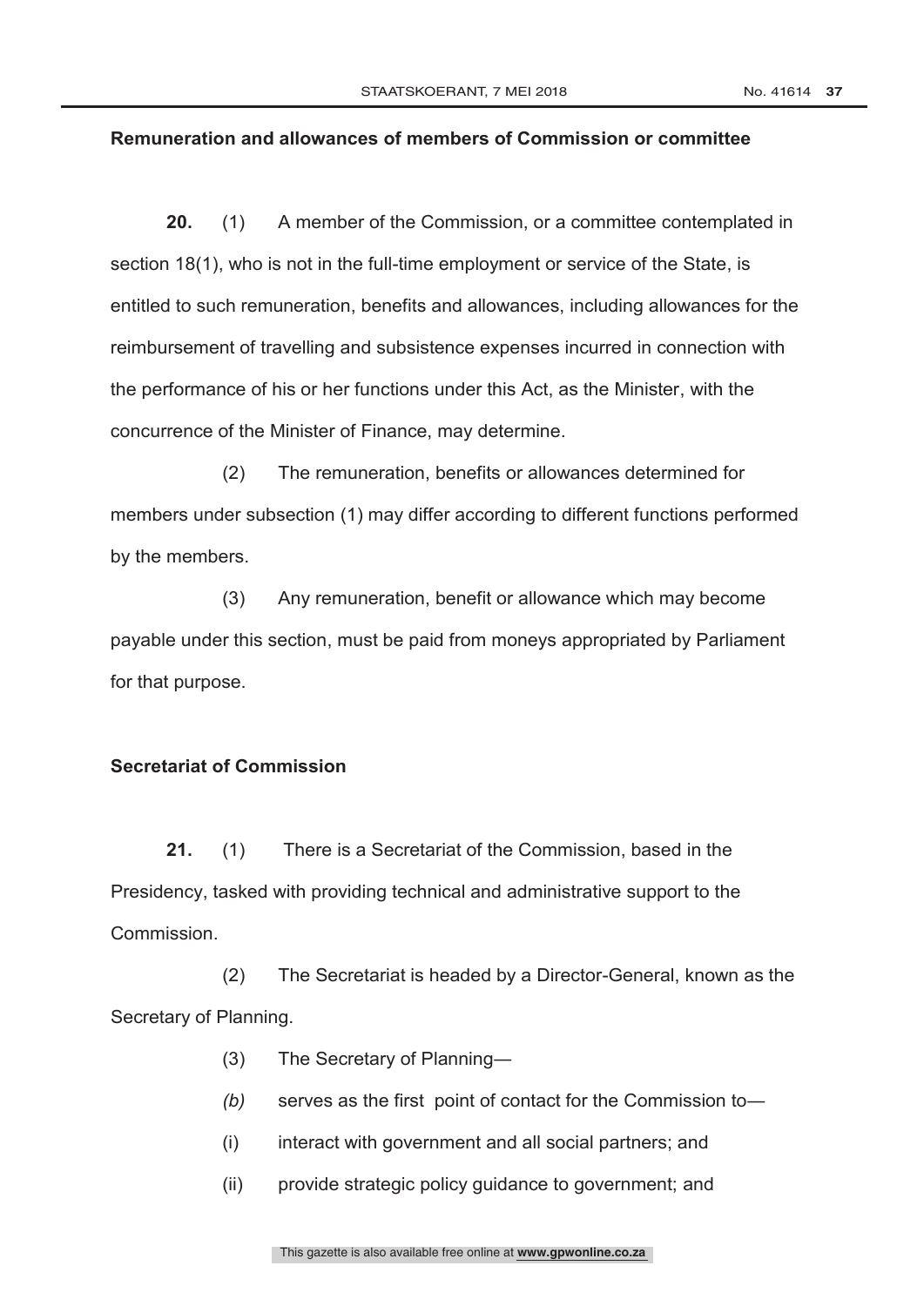**Remuneration and allowances of members of Commission or committee**

**20.** (1) A member of the Commission, or a committee contemplated in section 18(1), who is not in the full-time employment or service of the State, is entitled to such remuneration, benefits and allowances, including allowances for the reimbursement of travelling and subsistence expenses incurred in connection with the performance of his or her functions under this Act, as the Minister, with the concurrence of the Minister of Finance, may determine.

(2) The remuneration, benefits or allowances determined for members under subsection (1) may differ according to different functions performed by the members.

(3) Any remuneration, benefit or allowance which may become payable under this section, must be paid from moneys appropriated by Parliament for that purpose.

**Secretariat of Commission**

**21.** (1) There is a Secretariat of the Commission, based in the Presidency, tasked with providing technical and administrative support to the Commission.

(2) The Secretariat is headed by a Director-General, known as the Secretary of Planning.

(3) The Secretary of Planning—

*(b)* serves as the first point of contact for the Commission to—

(i) interact with government and all social partners; and

(ii) provide strategic policy guidance to government; and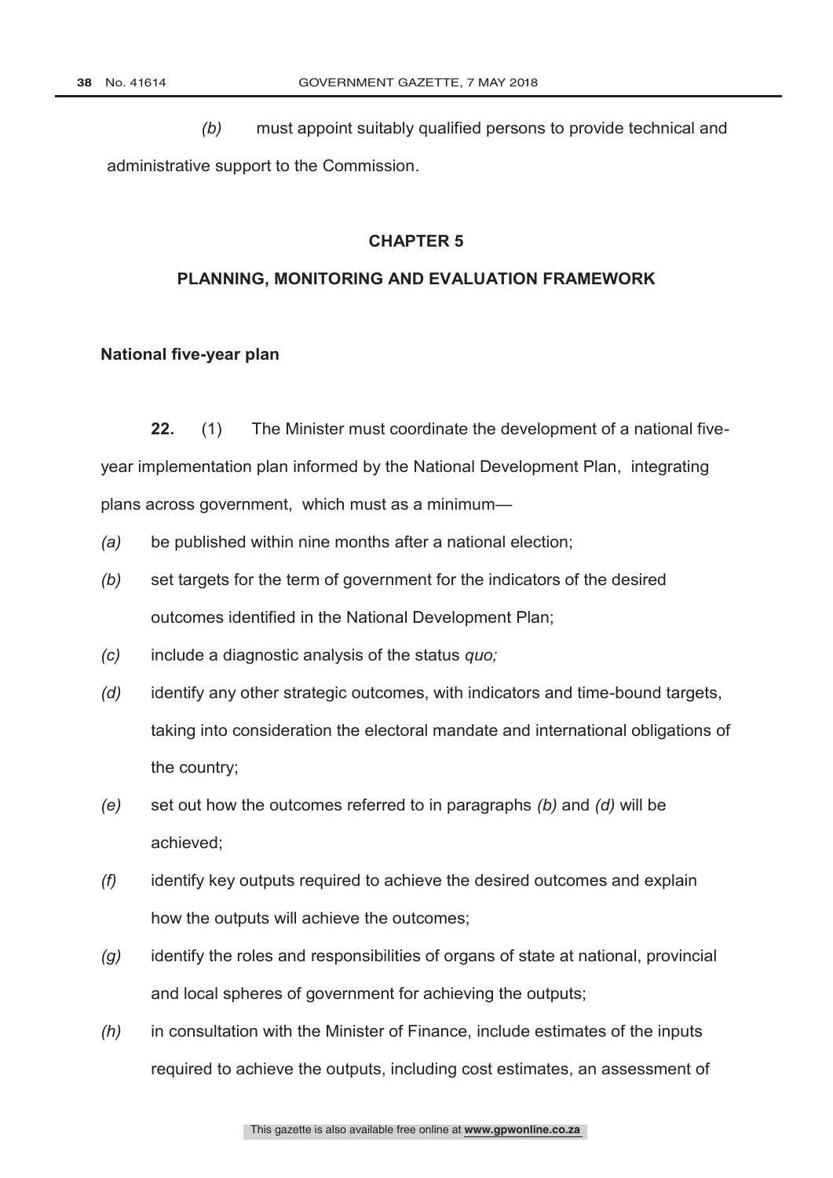*(b)* must appoint suitably qualified persons to provide technical and administrative support to the Commission.

## CHAPTER 5

## PLANNING, MONITORING AND EVALUATION FRAMEWORK

**National five-year plan**

**22.** (1) The Minister must coordinate the development of a national five-year implementation plan informed by the National Development Plan, integrating plans across government, which must as a minimum—

*(a)* be published within nine months after a national election;

*(b)* set targets for the term of government for the indicators of the desired outcomes identified in the National Development Plan;

*(c)* include a diagnostic analysis of the status *quo;*

*(d)* identify any other strategic outcomes, with indicators and time-bound targets, taking into consideration the electoral mandate and international obligations of the country;

*(e)* set out how the outcomes referred to in paragraphs *(b)* and *(d)* will be achieved;

*(f)* identify key outputs required to achieve the desired outcomes and explain how the outputs will achieve the outcomes;

*(g)* identify the roles and responsibilities of organs of state at national, provincial and local spheres of government for achieving the outputs;

*(h)* in consultation with the Minister of Finance, include estimates of the inputs required to achieve the outputs, including cost estimates, an assessment of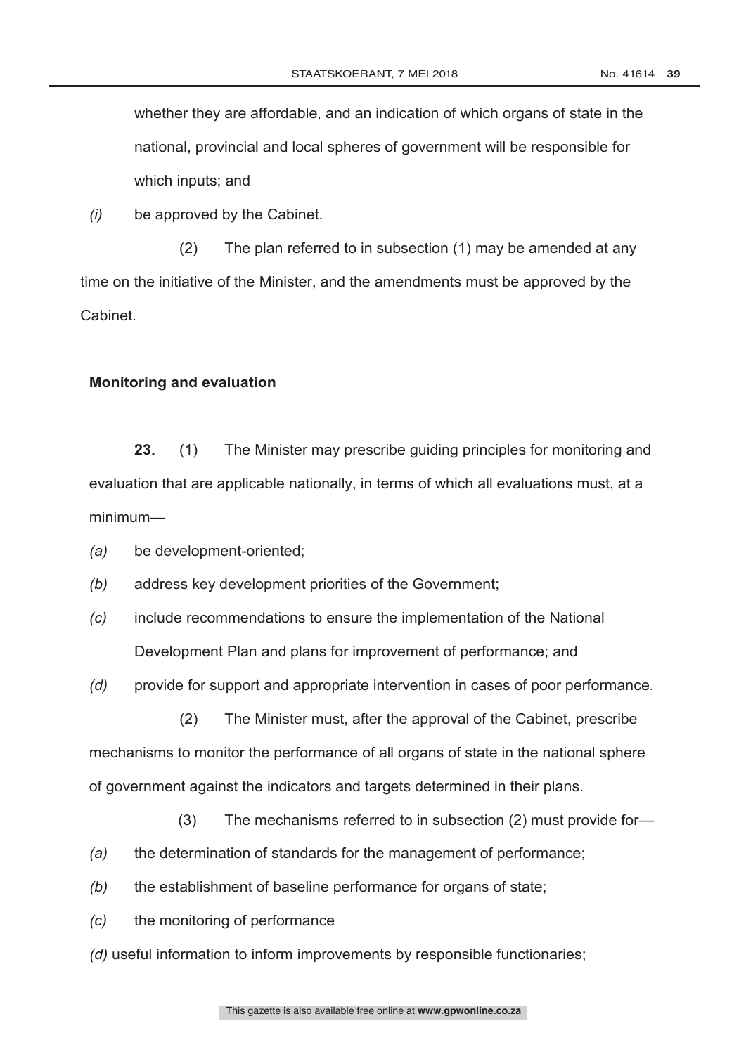whether they are affordable, and an indication of which organs of state in the national, provincial and local spheres of government will be responsible for which inputs; and

*(i)* be approved by the Cabinet.

(2) The plan referred to in subsection (1) may be amended at any time on the initiative of the Minister, and the amendments must be approved by the Cabinet.

**Monitoring and evaluation**

**23.** (1) The Minister may prescribe guiding principles for monitoring and evaluation that are applicable nationally, in terms of which all evaluations must, at a minimum—

*(a)* be development-oriented;

*(b)* address key development priorities of the Government;

*(c)* include recommendations to ensure the implementation of the National Development Plan and plans for improvement of performance; and

*(d)* provide for support and appropriate intervention in cases of poor performance.

(2) The Minister must, after the approval of the Cabinet, prescribe mechanisms to monitor the performance of all organs of state in the national sphere of government against the indicators and targets determined in their plans.

(3) The mechanisms referred to in subsection (2) must provide for—

*(a)* the determination of standards for the management of performance;

*(b)* the establishment of baseline performance for organs of state;

*(c)* the monitoring of performance

*(d)* useful information to inform improvements by responsible functionaries;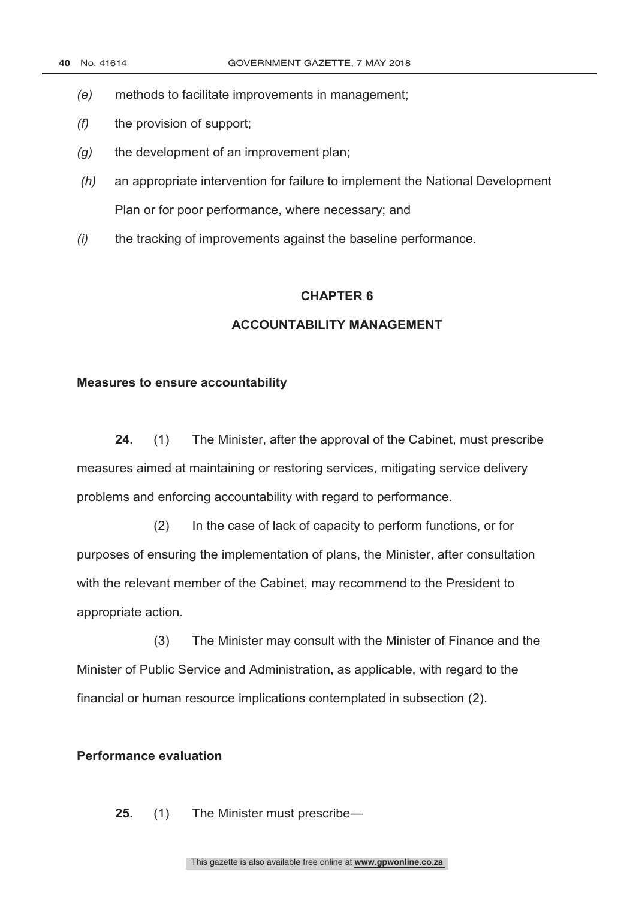*(e)* methods to facilitate improvements in management;

*(f)* the provision of support;

*(g)* the development of an improvement plan;

*(h)* an appropriate intervention for failure to implement the National Development Plan or for poor performance, where necessary; and

*(i)* the tracking of improvements against the baseline performance.

## CHAPTER 6

## ACCOUNTABILITY MANAGEMENT

**Measures to ensure accountability**

**24.** (1) The Minister, after the approval of the Cabinet, must prescribe measures aimed at maintaining or restoring services, mitigating service delivery problems and enforcing accountability with regard to performance.

(2) In the case of lack of capacity to perform functions, or for purposes of ensuring the implementation of plans, the Minister, after consultation with the relevant member of the Cabinet, may recommend to the President to appropriate action.

(3) The Minister may consult with the Minister of Finance and the Minister of Public Service and Administration, as applicable, with regard to the financial or human resource implications contemplated in subsection (2).

**Performance evaluation**

**25.** (1) The Minister must prescribe—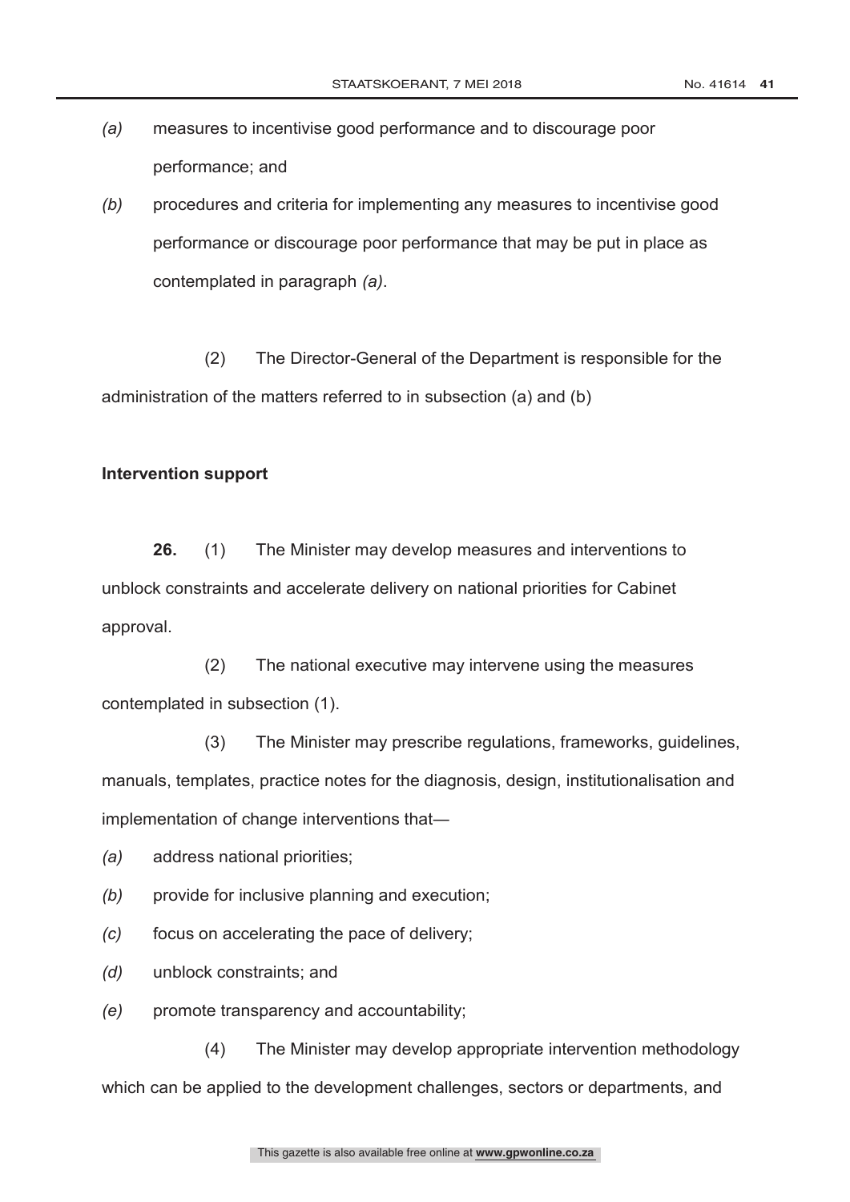*(a)* measures to incentivise good performance and to discourage poor performance; and

*(b)* procedures and criteria for implementing any measures to incentivise good performance or discourage poor performance that may be put in place as contemplated in paragraph *(a)*.

(2) The Director-General of the Department is responsible for the administration of the matters referred to in subsection (a) and (b)

**Intervention support**

**26.** (1) The Minister may develop measures and interventions to unblock constraints and accelerate delivery on national priorities for Cabinet approval.

(2) The national executive may intervene using the measures contemplated in subsection (1).

(3) The Minister may prescribe regulations, frameworks, guidelines, manuals, templates, practice notes for the diagnosis, design, institutionalisation and implementation of change interventions that—

*(a)* address national priorities;

*(b)* provide for inclusive planning and execution;

*(c)* focus on accelerating the pace of delivery;

*(d)* unblock constraints; and

*(e)* promote transparency and accountability;

(4) The Minister may develop appropriate intervention methodology which can be applied to the development challenges, sectors or departments, and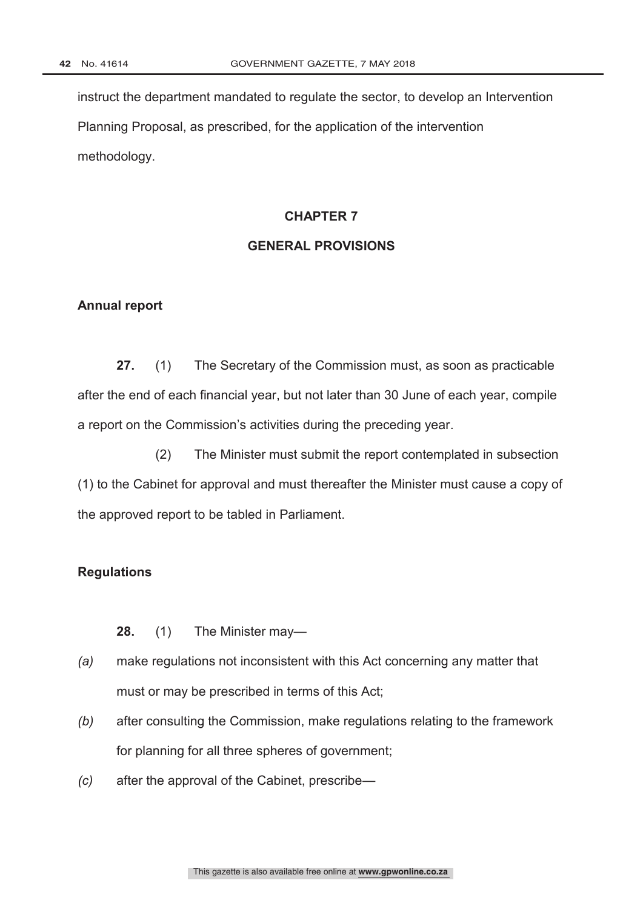instruct the department mandated to regulate the sector, to develop an Intervention Planning Proposal, as prescribed, for the application of the intervention methodology.

## CHAPTER 7

## GENERAL PROVISIONS

**Annual report**

**27.** (1) The Secretary of the Commission must, as soon as practicable after the end of each financial year, but not later than 30 June of each year, compile a report on the Commission's activities during the preceding year.

(2) The Minister must submit the report contemplated in subsection (1) to the Cabinet for approval and must thereafter the Minister must cause a copy of the approved report to be tabled in Parliament.

**Regulations**

**28.** (1) The Minister may—

*(a)* make regulations not inconsistent with this Act concerning any matter that must or may be prescribed in terms of this Act;

*(b)* after consulting the Commission, make regulations relating to the framework for planning for all three spheres of government;

*(c)* after the approval of the Cabinet, prescribe—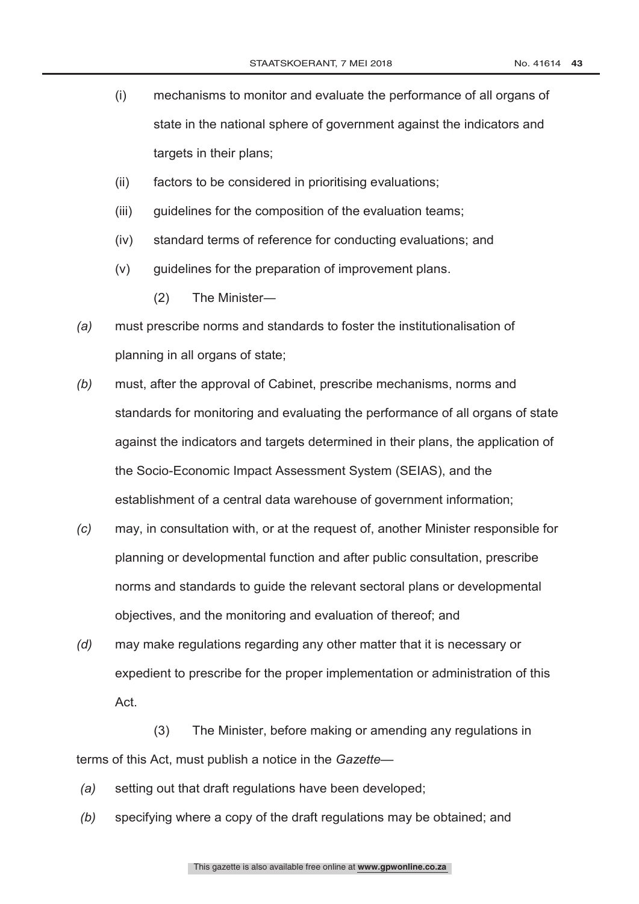(i) mechanisms to monitor and evaluate the performance of all organs of state in the national sphere of government against the indicators and targets in their plans;

(ii) factors to be considered in prioritising evaluations;

(iii) guidelines for the composition of the evaluation teams;

(iv) standard terms of reference for conducting evaluations; and

(v) guidelines for the preparation of improvement plans.

(2) The Minister—

*(a)* must prescribe norms and standards to foster the institutionalisation of planning in all organs of state;

*(b)* must, after the approval of Cabinet, prescribe mechanisms, norms and standards for monitoring and evaluating the performance of all organs of state against the indicators and targets determined in their plans, the application of the Socio-Economic Impact Assessment System (SEIAS), and the establishment of a central data warehouse of government information;

*(c)* may, in consultation with, or at the request of, another Minister responsible for planning or developmental function and after public consultation, prescribe norms and standards to guide the relevant sectoral plans or developmental objectives, and the monitoring and evaluation of thereof; and

*(d)* may make regulations regarding any other matter that it is necessary or expedient to prescribe for the proper implementation or administration of this Act.

(3) The Minister, before making or amending any regulations in terms of this Act, must publish a notice in the *Gazette*—

*(a)* setting out that draft regulations have been developed;

*(b)* specifying where a copy of the draft regulations may be obtained; and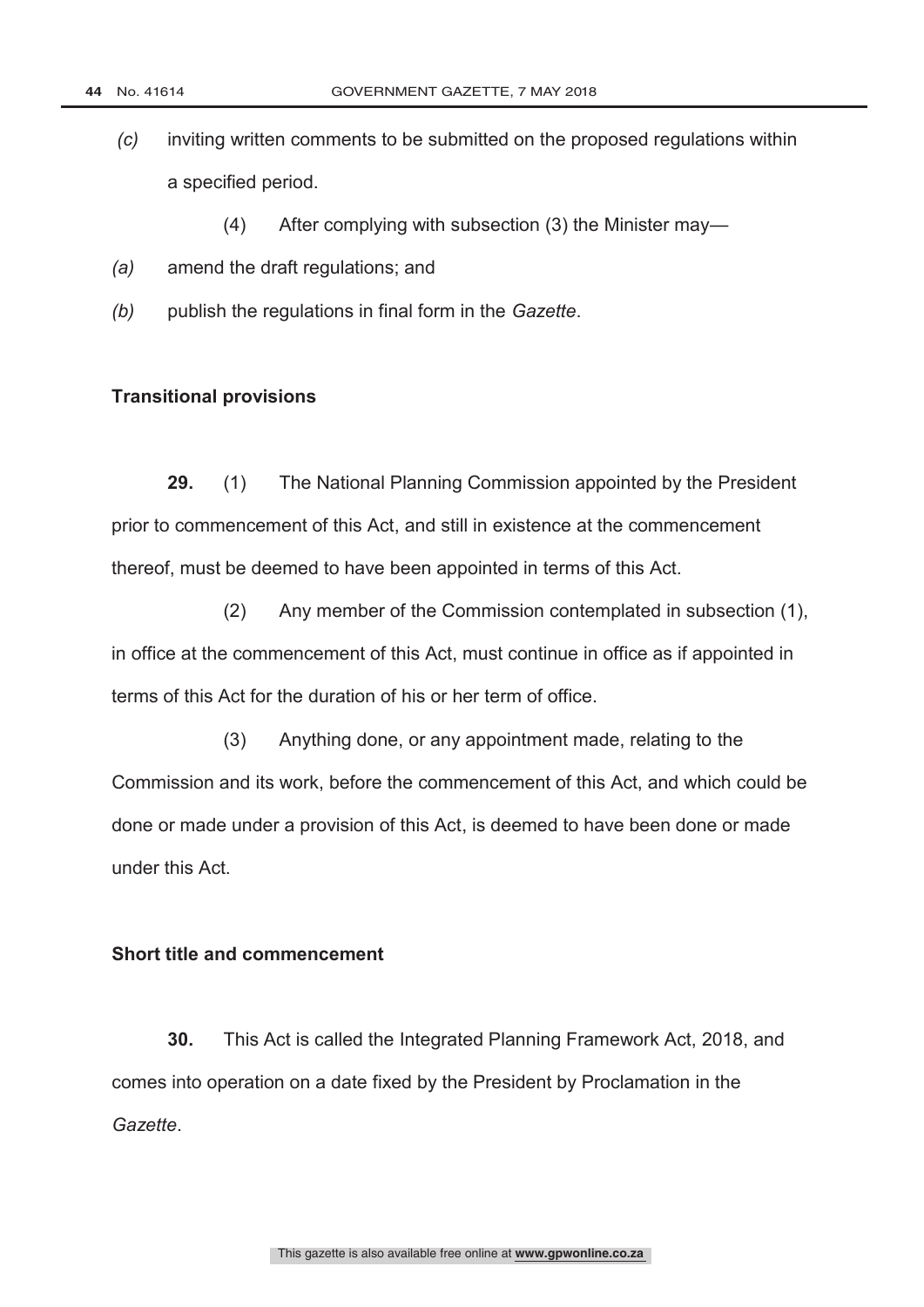*(c)* inviting written comments to be submitted on the proposed regulations within a specified period.

(4) After complying with subsection (3) the Minister may—

*(a)* amend the draft regulations; and

*(b)* publish the regulations in final form in the *Gazette*.

**Transitional provisions**

**29.** (1) The National Planning Commission appointed by the President prior to commencement of this Act, and still in existence at the commencement thereof, must be deemed to have been appointed in terms of this Act.

(2) Any member of the Commission contemplated in subsection (1), in office at the commencement of this Act, must continue in office as if appointed in terms of this Act for the duration of his or her term of office.

(3) Anything done, or any appointment made, relating to the Commission and its work, before the commencement of this Act, and which could be done or made under a provision of this Act, is deemed to have been done or made under this Act.

**Short title and commencement**

**30.** This Act is called the Integrated Planning Framework Act, 2018, and comes into operation on a date fixed by the President by Proclamation in the *Gazette*.